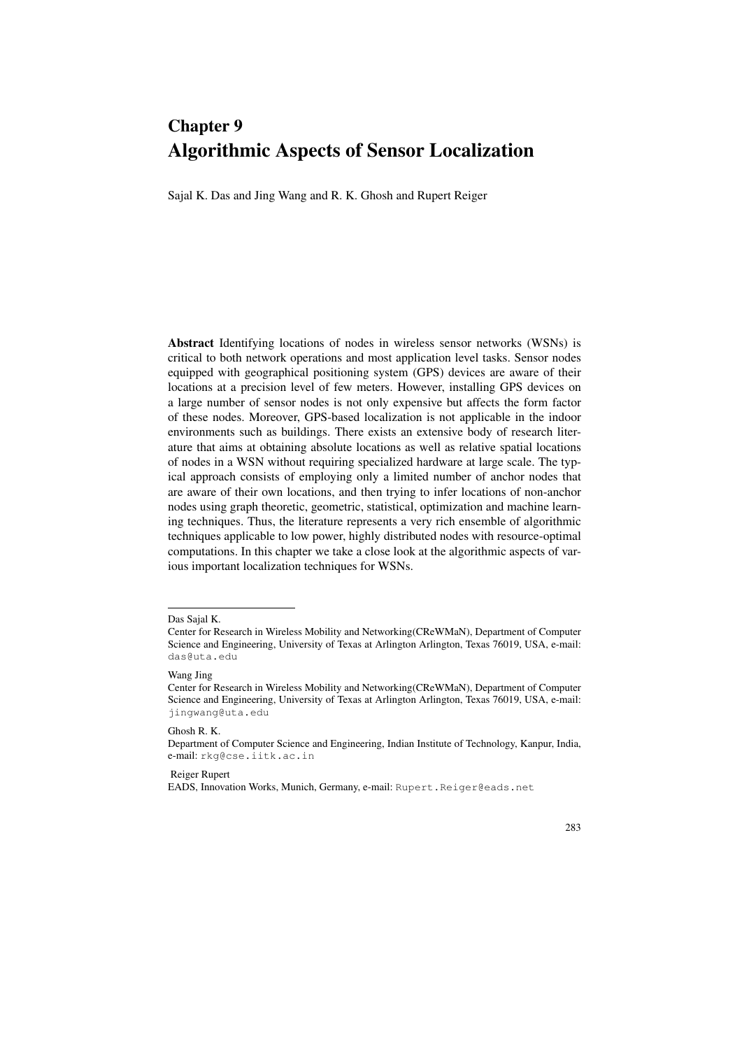# Chapter 9
# Algorithmic Aspects of Sensor Localization

Sajal K. Das and Jing Wang and R. K. Ghosh and Rupert Reiger

**Abstract** Identifying locations of nodes in wireless sensor networks (WSNs) is critical to both network operations and most application level tasks. Sensor nodes equipped with geographical positioning system (GPS) devices are aware of their locations at a precision level of few meters. However, installing GPS devices on a large number of sensor nodes is not only expensive but affects the form factor of these nodes. Moreover, GPS-based localization is not applicable in the indoor environments such as buildings. There exists an extensive body of research literature that aims at obtaining absolute locations as well as relative spatial locations of nodes in a WSN without requiring specialized hardware at large scale. The typical approach consists of employing only a limited number of anchor nodes that are aware of their own locations, and then trying to infer locations of non-anchor nodes using graph theoretic, geometric, statistical, optimization and machine learning techniques. Thus, the literature represents a very rich ensemble of algorithmic techniques applicable to low power, highly distributed nodes with resource-optimal computations. In this chapter we take a close look at the algorithmic aspects of various important localization techniques for WSNs.

---

Das Sajal K.
Center for Research in Wireless Mobility and Networking(CReWMaN), Department of Computer Science and Engineering, University of Texas at Arlington Arlington, Texas 76019, USA, e-mail: das@uta.edu

Wang Jing
Center for Research in Wireless Mobility and Networking(CReWMaN), Department of Computer Science and Engineering, University of Texas at Arlington Arlington, Texas 76019, USA, e-mail: jingwang@uta.edu

Ghosh R. K.
Department of Computer Science and Engineering, Indian Institute of Technology, Kanpur, India, e-mail: rkg@cse.iitk.ac.in

Reiger Rupert
EADS, Innovation Works, Munich, Germany, e-mail: Rupert.Reiger@eads.net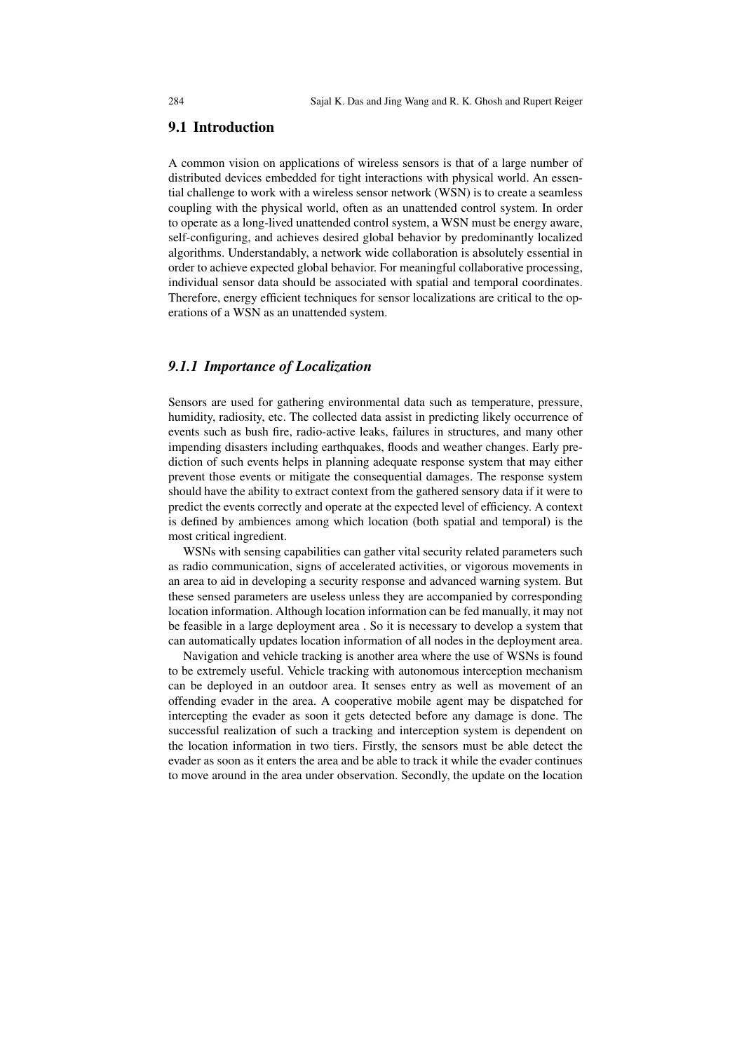## 9.1 Introduction

A common vision on applications of wireless sensors is that of a large number of distributed devices embedded for tight interactions with physical world. An essential challenge to work with a wireless sensor network (WSN) is to create a seamless coupling with the physical world, often as an unattended control system. In order to operate as a long-lived unattended control system, a WSN must be energy aware, self-configuring, and achieves desired global behavior by predominantly localized algorithms. Understandably, a network wide collaboration is absolutely essential in order to achieve expected global behavior. For meaningful collaborative processing, individual sensor data should be associated with spatial and temporal coordinates. Therefore, energy efficient techniques for sensor localizations are critical to the operations of a WSN as an unattended system.

### *9.1.1 Importance of Localization*

Sensors are used for gathering environmental data such as temperature, pressure, humidity, radiosity, etc. The collected data assist in predicting likely occurrence of events such as bush fire, radio-active leaks, failures in structures, and many other impending disasters including earthquakes, floods and weather changes. Early prediction of such events helps in planning adequate response system that may either prevent those events or mitigate the consequential damages. The response system should have the ability to extract context from the gathered sensory data if it were to predict the events correctly and operate at the expected level of efficiency. A context is defined by ambiences among which location (both spatial and temporal) is the most critical ingredient.

WSNs with sensing capabilities can gather vital security related parameters such as radio communication, signs of accelerated activities, or vigorous movements in an area to aid in developing a security response and advanced warning system. But these sensed parameters are useless unless they are accompanied by corresponding location information. Although location information can be fed manually, it may not be feasible in a large deployment area . So it is necessary to develop a system that can automatically updates location information of all nodes in the deployment area.

Navigation and vehicle tracking is another area where the use of WSNs is found to be extremely useful. Vehicle tracking with autonomous interception mechanism can be deployed in an outdoor area. It senses entry as well as movement of an offending evader in the area. A cooperative mobile agent may be dispatched for intercepting the evader as soon it gets detected before any damage is done. The successful realization of such a tracking and interception system is dependent on the location information in two tiers. Firstly, the sensors must be able detect the evader as soon as it enters the area and be able to track it while the evader continues to move around in the area under observation. Secondly, the update on the location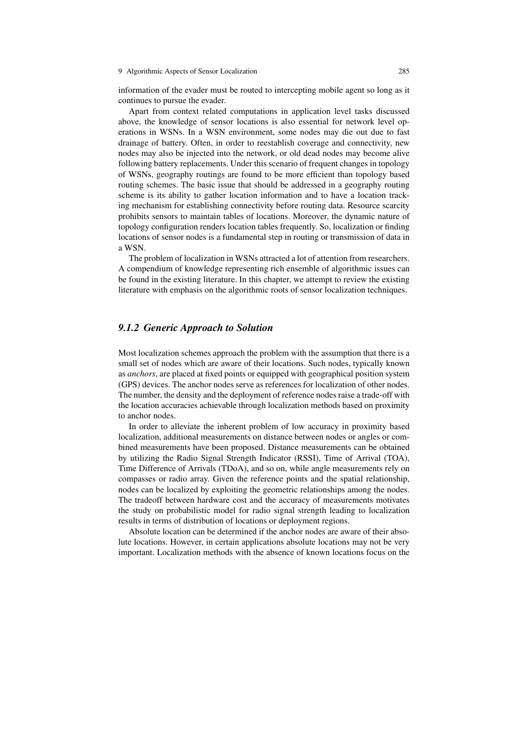information of the evader must be routed to intercepting mobile agent so long as it continues to pursue the evader.

Apart from context related computations in application level tasks discussed above, the knowledge of sensor locations is also essential for network level operations in WSNs. In a WSN environment, some nodes may die out due to fast drainage of battery. Often, in order to reestablish coverage and connectivity, new nodes may also be injected into the network, or old dead nodes may become alive following battery replacements. Under this scenario of frequent changes in topology of WSNs, geography routings are found to be more efficient than topology based routing schemes. The basic issue that should be addressed in a geography routing scheme is its ability to gather location information and to have a location tracking mechanism for establishing connectivity before routing data. Resource scarcity prohibits sensors to maintain tables of locations. Moreover, the dynamic nature of topology configuration renders location tables frequently. So, localization or finding locations of sensor nodes is a fundamental step in routing or transmission of data in a WSN.

The problem of localization in WSNs attracted a lot of attention from researchers. A compendium of knowledge representing rich ensemble of algorithmic issues can be found in the existing literature. In this chapter, we attempt to review the existing literature with emphasis on the algorithmic roots of sensor localization techniques.

### 9.1.2 Generic Approach to Solution

Most localization schemes approach the problem with the assumption that there is a small set of nodes which are aware of their locations. Such nodes, typically known as *anchors*, are placed at fixed points or equipped with geographical position system (GPS) devices. The anchor nodes serve as references for localization of other nodes. The number, the density and the deployment of reference nodes raise a trade-off with the location accuracies achievable through localization methods based on proximity to anchor nodes.

In order to alleviate the inherent problem of low accuracy in proximity based localization, additional measurements on distance between nodes or angles or combined measurements have been proposed. Distance measurements can be obtained by utilizing the Radio Signal Strength Indicator (RSSI), Time of Arrival (TOA), Time Difference of Arrivals (TDoA), and so on, while angle measurements rely on compasses or radio array. Given the reference points and the spatial relationship, nodes can be localized by exploiting the geometric relationships among the nodes. The tradeoff between hardware cost and the accuracy of measurements motivates the study on probabilistic model for radio signal strength leading to localization results in terms of distribution of locations or deployment regions.

Absolute location can be determined if the anchor nodes are aware of their absolute locations. However, in certain applications absolute locations may not be very important. Localization methods with the absence of known locations focus on the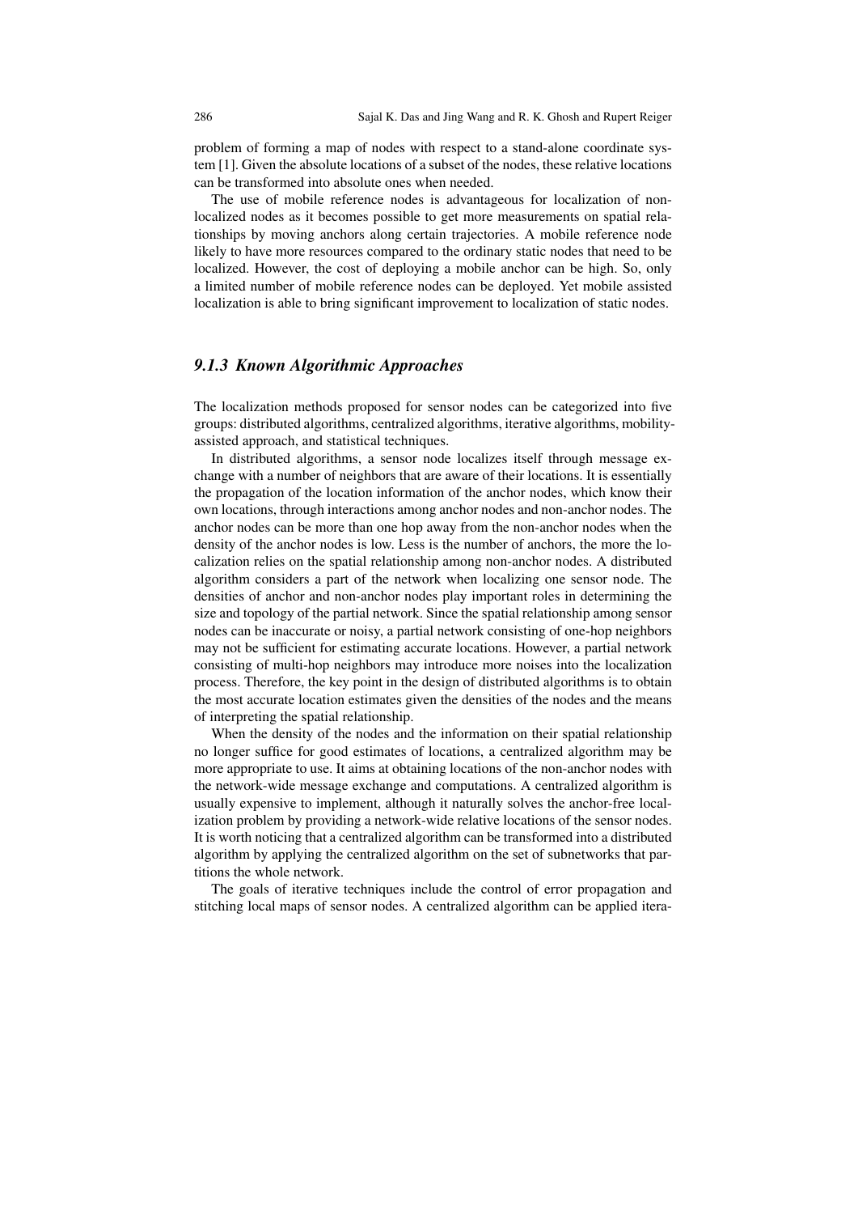problem of forming a map of nodes with respect to a stand-alone coordinate system [1]. Given the absolute locations of a subset of the nodes, these relative locations can be transformed into absolute ones when needed.

The use of mobile reference nodes is advantageous for localization of non-localized nodes as it becomes possible to get more measurements on spatial relationships by moving anchors along certain trajectories. A mobile reference node likely to have more resources compared to the ordinary static nodes that need to be localized. However, the cost of deploying a mobile anchor can be high. So, only a limited number of mobile reference nodes can be deployed. Yet mobile assisted localization is able to bring significant improvement to localization of static nodes.

### *9.1.3 Known Algorithmic Approaches*

The localization methods proposed for sensor nodes can be categorized into five groups: distributed algorithms, centralized algorithms, iterative algorithms, mobility-assisted approach, and statistical techniques.

In distributed algorithms, a sensor node localizes itself through message exchange with a number of neighbors that are aware of their locations. It is essentially the propagation of the location information of the anchor nodes, which know their own locations, through interactions among anchor nodes and non-anchor nodes. The anchor nodes can be more than one hop away from the non-anchor nodes when the density of the anchor nodes is low. Less is the number of anchors, the more the localization relies on the spatial relationship among non-anchor nodes. A distributed algorithm considers a part of the network when localizing one sensor node. The densities of anchor and non-anchor nodes play important roles in determining the size and topology of the partial network. Since the spatial relationship among sensor nodes can be inaccurate or noisy, a partial network consisting of one-hop neighbors may not be sufficient for estimating accurate locations. However, a partial network consisting of multi-hop neighbors may introduce more noises into the localization process. Therefore, the key point in the design of distributed algorithms is to obtain the most accurate location estimates given the densities of the nodes and the means of interpreting the spatial relationship.

When the density of the nodes and the information on their spatial relationship no longer suffice for good estimates of locations, a centralized algorithm may be more appropriate to use. It aims at obtaining locations of the non-anchor nodes with the network-wide message exchange and computations. A centralized algorithm is usually expensive to implement, although it naturally solves the anchor-free localization problem by providing a network-wide relative locations of the sensor nodes. It is worth noticing that a centralized algorithm can be transformed into a distributed algorithm by applying the centralized algorithm on the set of subnetworks that partitions the whole network.

The goals of iterative techniques include the control of error propagation and stitching local maps of sensor nodes. A centralized algorithm can be applied itera-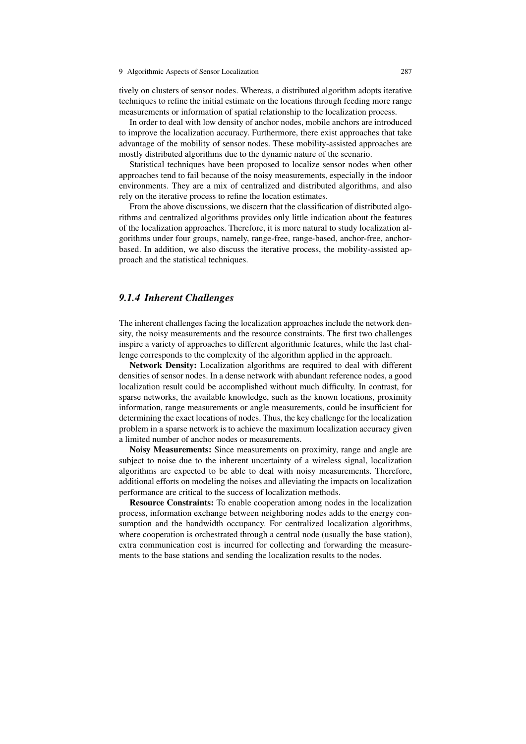tively on clusters of sensor nodes. Whereas, a distributed algorithm adopts iterative techniques to refine the initial estimate on the locations through feeding more range measurements or information of spatial relationship to the localization process.

In order to deal with low density of anchor nodes, mobile anchors are introduced to improve the localization accuracy. Furthermore, there exist approaches that take advantage of the mobility of sensor nodes. These mobility-assisted approaches are mostly distributed algorithms due to the dynamic nature of the scenario.

Statistical techniques have been proposed to localize sensor nodes when other approaches tend to fail because of the noisy measurements, especially in the indoor environments. They are a mix of centralized and distributed algorithms, and also rely on the iterative process to refine the location estimates.

From the above discussions, we discern that the classification of distributed algorithms and centralized algorithms provides only little indication about the features of the localization approaches. Therefore, it is more natural to study localization algorithms under four groups, namely, range-free, range-based, anchor-free, anchor-based. In addition, we also discuss the iterative process, the mobility-assisted approach and the statistical techniques.

### *9.1.4 Inherent Challenges*

The inherent challenges facing the localization approaches include the network density, the noisy measurements and the resource constraints. The first two challenges inspire a variety of approaches to different algorithmic features, while the last challenge corresponds to the complexity of the algorithm applied in the approach.

**Network Density:** Localization algorithms are required to deal with different densities of sensor nodes. In a dense network with abundant reference nodes, a good localization result could be accomplished without much difficulty. In contrast, for sparse networks, the available knowledge, such as the known locations, proximity information, range measurements or angle measurements, could be insufficient for determining the exact locations of nodes. Thus, the key challenge for the localization problem in a sparse network is to achieve the maximum localization accuracy given a limited number of anchor nodes or measurements.

**Noisy Measurements:** Since measurements on proximity, range and angle are subject to noise due to the inherent uncertainty of a wireless signal, localization algorithms are expected to be able to deal with noisy measurements. Therefore, additional efforts on modeling the noises and alleviating the impacts on localization performance are critical to the success of localization methods.

**Resource Constraints:** To enable cooperation among nodes in the localization process, information exchange between neighboring nodes adds to the energy consumption and the bandwidth occupancy. For centralized localization algorithms, where cooperation is orchestrated through a central node (usually the base station), extra communication cost is incurred for collecting and forwarding the measurements to the base stations and sending the localization results to the nodes.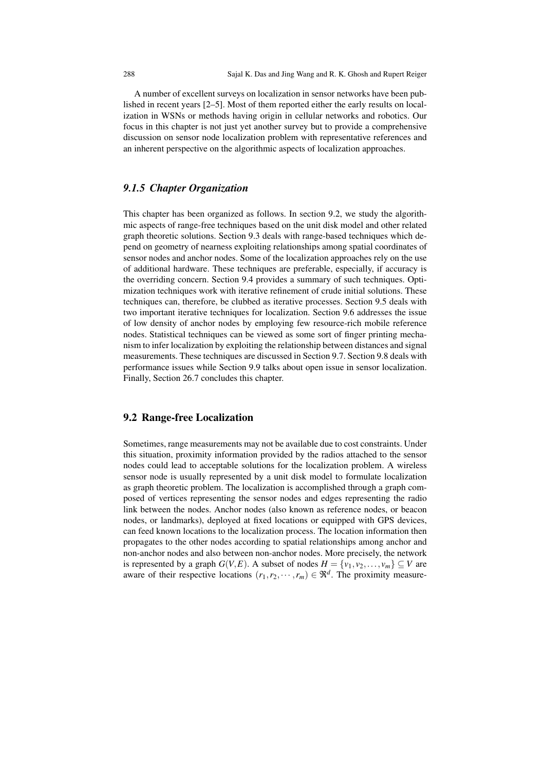A number of excellent surveys on localization in sensor networks have been published in recent years [2–5]. Most of them reported either the early results on localization in WSNs or methods having origin in cellular networks and robotics. Our focus in this chapter is not just yet another survey but to provide a comprehensive discussion on sensor node localization problem with representative references and an inherent perspective on the algorithmic aspects of localization approaches.

### *9.1.5 Chapter Organization*

This chapter has been organized as follows. In section 9.2, we study the algorithmic aspects of range-free techniques based on the unit disk model and other related graph theoretic solutions. Section 9.3 deals with range-based techniques which depend on geometry of nearness exploiting relationships among spatial coordinates of sensor nodes and anchor nodes. Some of the localization approaches rely on the use of additional hardware. These techniques are preferable, especially, if accuracy is the overriding concern. Section 9.4 provides a summary of such techniques. Optimization techniques work with iterative refinement of crude initial solutions. These techniques can, therefore, be clubbed as iterative processes. Section 9.5 deals with two important iterative techniques for localization. Section 9.6 addresses the issue of low density of anchor nodes by employing few resource-rich mobile reference nodes. Statistical techniques can be viewed as some sort of finger printing mechanism to infer localization by exploiting the relationship between distances and signal measurements. These techniques are discussed in Section 9.7. Section 9.8 deals with performance issues while Section 9.9 talks about open issue in sensor localization. Finally, Section 26.7 concludes this chapter.

## 9.2 Range-free Localization

Sometimes, range measurements may not be available due to cost constraints. Under this situation, proximity information provided by the radios attached to the sensor nodes could lead to acceptable solutions for the localization problem. A wireless sensor node is usually represented by a unit disk model to formulate localization as graph theoretic problem. The localization is accomplished through a graph composed of vertices representing the sensor nodes and edges representing the radio link between the nodes. Anchor nodes (also known as reference nodes, or beacon nodes, or landmarks), deployed at fixed locations or equipped with GPS devices, can feed known locations to the localization process. The location information then propagates to the other nodes according to spatial relationships among anchor and non-anchor nodes and also between non-anchor nodes. More precisely, the network is represented by a graph $G(V,E)$. A subset of nodes $H = \{v_1, v_2, \ldots, v_m\} \subseteq V$ are aware of their respective locations $(r_1, r_2, \cdots, r_m) \in \Re^d$. The proximity measure-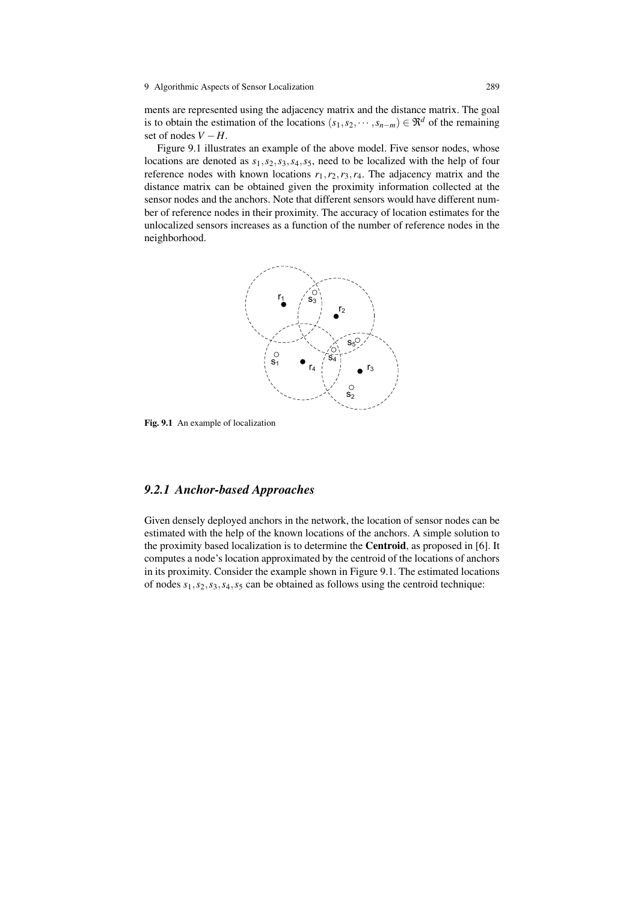ments are represented using the adjacency matrix and the distance matrix. The goal is to obtain the estimation of the locations $(s_1, s_2, \cdots, s_{n-m}) \in \Re^d$ of the remaining set of nodes $V - H$.

Figure 9.1 illustrates an example of the above model. Five sensor nodes, whose locations are denoted as $s_1, s_2, s_3, s_4, s_5$, need to be localized with the help of four reference nodes with known locations $r_1, r_2, r_3, r_4$. The adjacency matrix and the distance matrix can be obtained given the proximity information collected at the sensor nodes and the anchors. Note that different sensors would have different number of reference nodes in their proximity. The accuracy of location estimates for the unlocalized sensors increases as a function of the number of reference nodes in the neighborhood.

**Fig. 9.1** An example of localization

### *9.2.1 Anchor-based Approaches*

Given densely deployed anchors in the network, the location of sensor nodes can be estimated with the help of the known locations of the anchors. A simple solution to the proximity based localization is to determine the **Centroid**, as proposed in [6]. It computes a node's location approximated by the centroid of the locations of anchors in its proximity. Consider the example shown in Figure 9.1. The estimated locations of nodes $s_1, s_2, s_3, s_4, s_5$ can be obtained as follows using the centroid technique: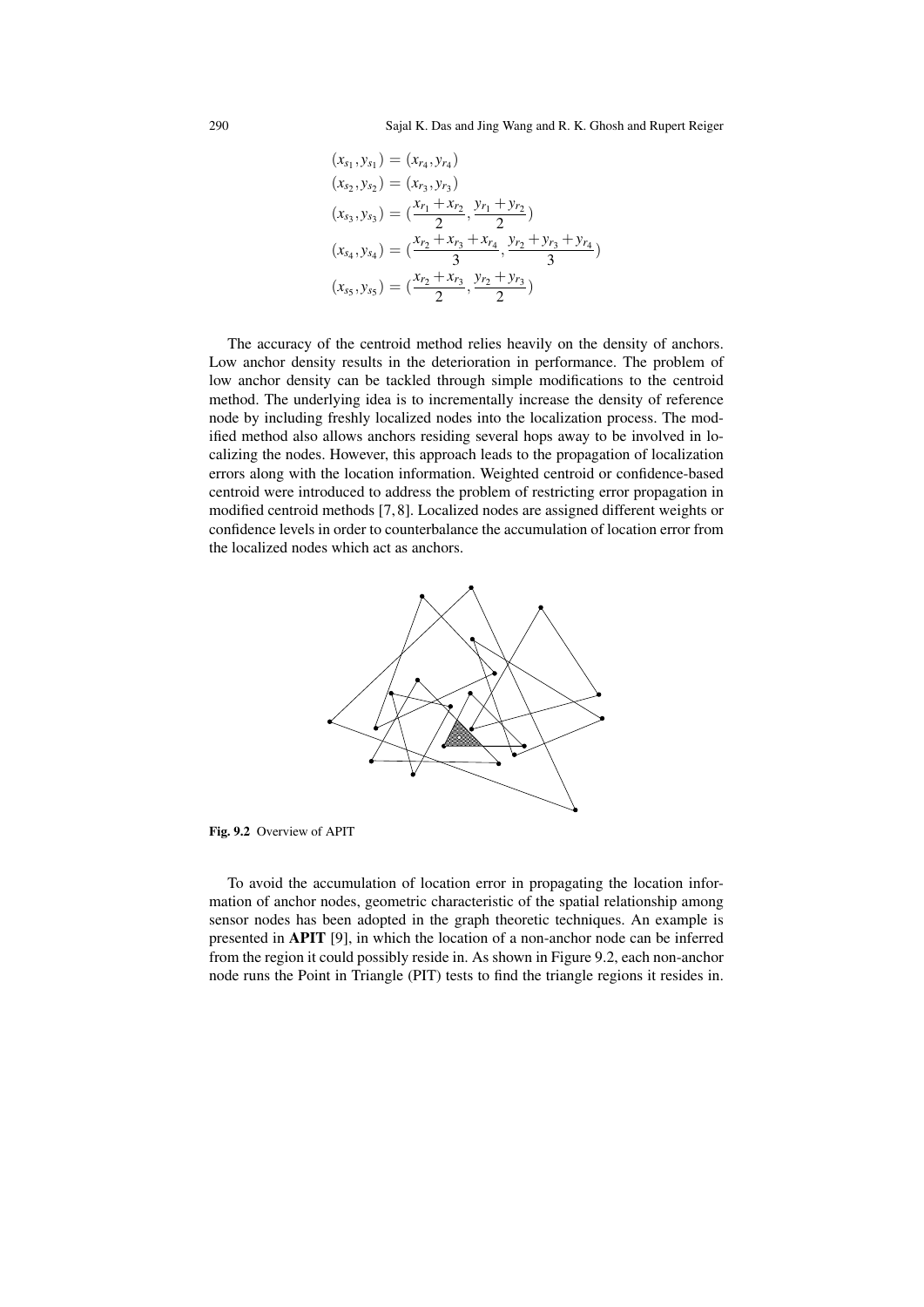$$
\begin{aligned}
(x_{s_1}, y_{s_1}) &= (x_{r_4}, y_{r_4}) \\
(x_{s_2}, y_{s_2}) &= (x_{r_3}, y_{r_3}) \\
(x_{s_3}, y_{s_3}) &= (\frac{x_{r_1} + x_{r_2}}{2}, \frac{y_{r_1} + y_{r_2}}{2}) \\
(x_{s_4}, y_{s_4}) &= (\frac{x_{r_2} + x_{r_3} + x_{r_4}}{3}, \frac{y_{r_2} + y_{r_3} + y_{r_4}}{3}) \\
(x_{s_5}, y_{s_5}) &= (\frac{x_{r_2} + x_{r_3}}{2}, \frac{y_{r_2} + y_{r_3}}{2})
\end{aligned}
$$

The accuracy of the centroid method relies heavily on the density of anchors. Low anchor density results in the deterioration in performance. The problem of low anchor density can be tackled through simple modifications to the centroid method. The underlying idea is to incrementally increase the density of reference node by including freshly localized nodes into the localization process. The modified method also allows anchors residing several hops away to be involved in localizing the nodes. However, this approach leads to the propagation of localization errors along with the location information. Weighted centroid or confidence-based centroid were introduced to address the problem of restricting error propagation in modified centroid methods [7, 8]. Localized nodes are assigned different weights or confidence levels in order to counterbalance the accumulation of location error from the localized nodes which act as anchors.

**Fig. 9.2** Overview of APIT

To avoid the accumulation of location error in propagating the location information of anchor nodes, geometric characteristic of the spatial relationship among sensor nodes has been adopted in the graph theoretic techniques. An example is presented in **APIT** [9], in which the location of a non-anchor node can be inferred from the region it could possibly reside in. As shown in Figure 9.2, each non-anchor node runs the Point in Triangle (PIT) tests to find the triangle regions it resides in.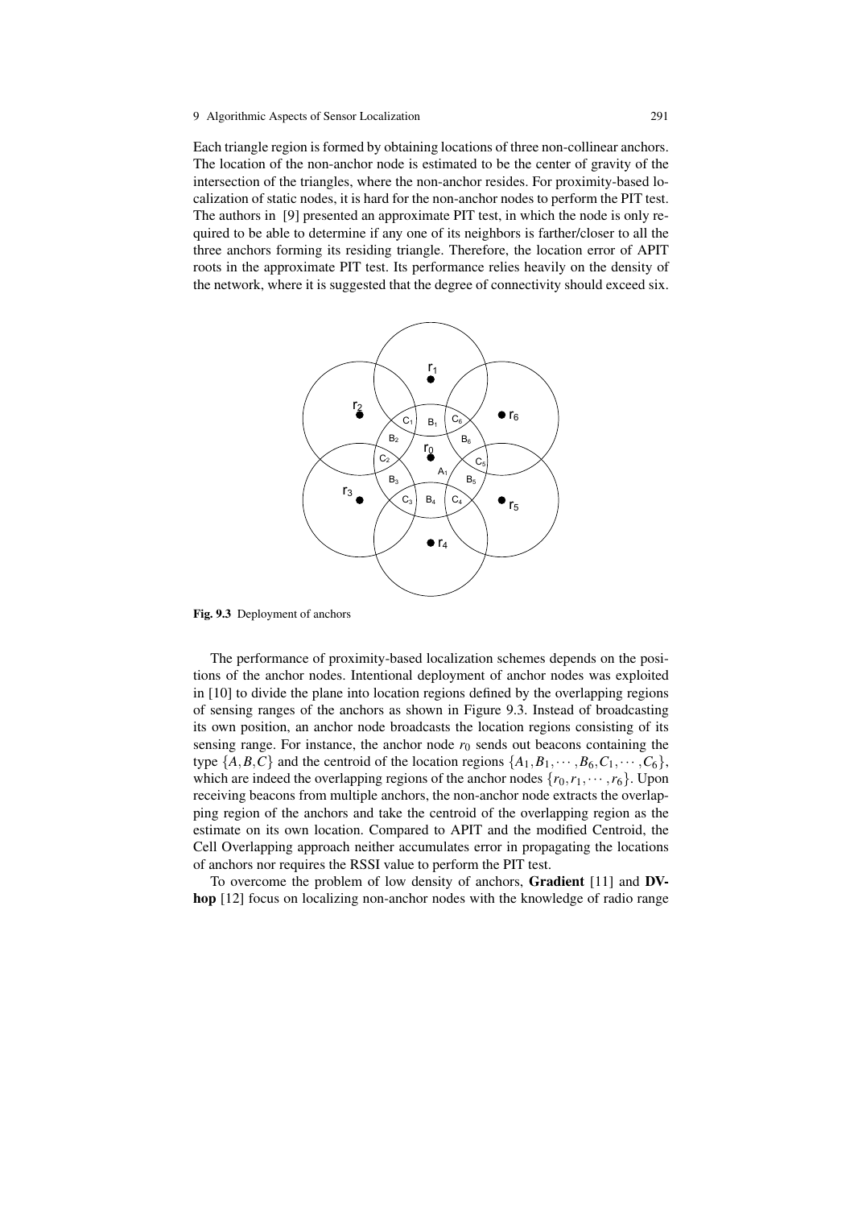Each triangle region is formed by obtaining locations of three non-collinear anchors. The location of the non-anchor node is estimated to be the center of gravity of the intersection of the triangles, where the non-anchor resides. For proximity-based localization of static nodes, it is hard for the non-anchor nodes to perform the PIT test. The authors in [9] presented an approximate PIT test, in which the node is only required to be able to determine if any one of its neighbors is farther/closer to all the three anchors forming its residing triangle. Therefore, the location error of APIT roots in the approximate PIT test. Its performance relies heavily on the density of the network, where it is suggested that the degree of connectivity should exceed six.

**Fig. 9.3** Deployment of anchors

The performance of proximity-based localization schemes depends on the positions of the anchor nodes. Intentional deployment of anchor nodes was exploited in [10] to divide the plane into location regions defined by the overlapping regions of sensing ranges of the anchors as shown in Figure 9.3. Instead of broadcasting its own position, an anchor node broadcasts the location regions consisting of its sensing range. For instance, the anchor node $r_0$ sends out beacons containing the type $\{A,B,C\}$ and the centroid of the location regions $\{A_1,B_1,\cdots,B_6,C_1,\cdots,C_6\}$, which are indeed the overlapping regions of the anchor nodes $\{r_0,r_1,\cdots,r_6\}$. Upon receiving beacons from multiple anchors, the non-anchor node extracts the overlapping region of the anchors and take the centroid of the overlapping region as the estimate on its own location. Compared to APIT and the modified Centroid, the Cell Overlapping approach neither accumulates error in propagating the locations of anchors nor requires the RSSI value to perform the PIT test.

To overcome the problem of low density of anchors, **Gradient** [11] and **DV-hop** [12] focus on localizing non-anchor nodes with the knowledge of radio range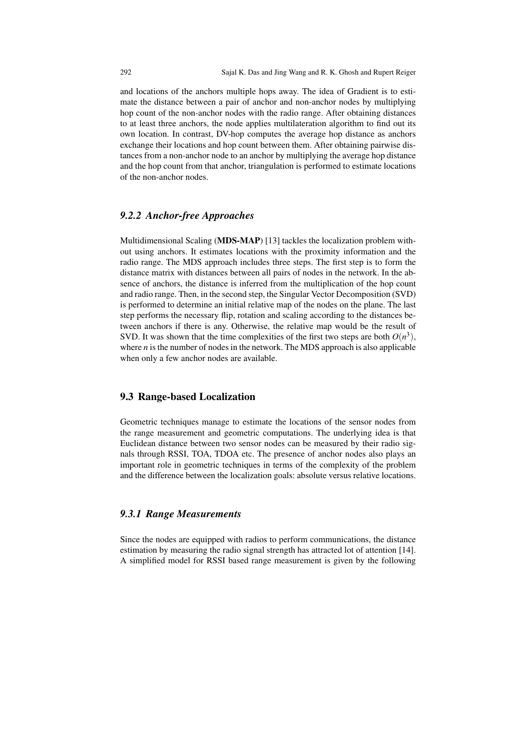and locations of the anchors multiple hops away. The idea of Gradient is to estimate the distance between a pair of anchor and non-anchor nodes by multiplying hop count of the non-anchor nodes with the radio range. After obtaining distances to at least three anchors, the node applies multilateration algorithm to find out its own location. In contrast, DV-hop computes the average hop distance as anchors exchange their locations and hop count between them. After obtaining pairwise distances from a non-anchor node to an anchor by multiplying the average hop distance and the hop count from that anchor, triangulation is performed to estimate locations of the non-anchor nodes.

### *9.2.2 Anchor-free Approaches*

Multidimensional Scaling (**MDS-MAP**) [13] tackles the localization problem without using anchors. It estimates locations with the proximity information and the radio range. The MDS approach includes three steps. The first step is to form the distance matrix with distances between all pairs of nodes in the network. In the absence of anchors, the distance is inferred from the multiplication of the hop count and radio range. Then, in the second step, the Singular Vector Decomposition (SVD) is performed to determine an initial relative map of the nodes on the plane. The last step performs the necessary flip, rotation and scaling according to the distances between anchors if there is any. Otherwise, the relative map would be the result of SVD. It was shown that the time complexities of the first two steps are both $O(n^3)$, where $n$ is the number of nodes in the network. The MDS approach is also applicable when only a few anchor nodes are available.

## 9.3 Range-based Localization

Geometric techniques manage to estimate the locations of the sensor nodes from the range measurement and geometric computations. The underlying idea is that Euclidean distance between two sensor nodes can be measured by their radio signals through RSSI, TOA, TDOA etc. The presence of anchor nodes also plays an important role in geometric techniques in terms of the complexity of the problem and the difference between the localization goals: absolute versus relative locations.

### *9.3.1 Range Measurements*

Since the nodes are equipped with radios to perform communications, the distance estimation by measuring the radio signal strength has attracted lot of attention [14]. A simplified model for RSSI based range measurement is given by the following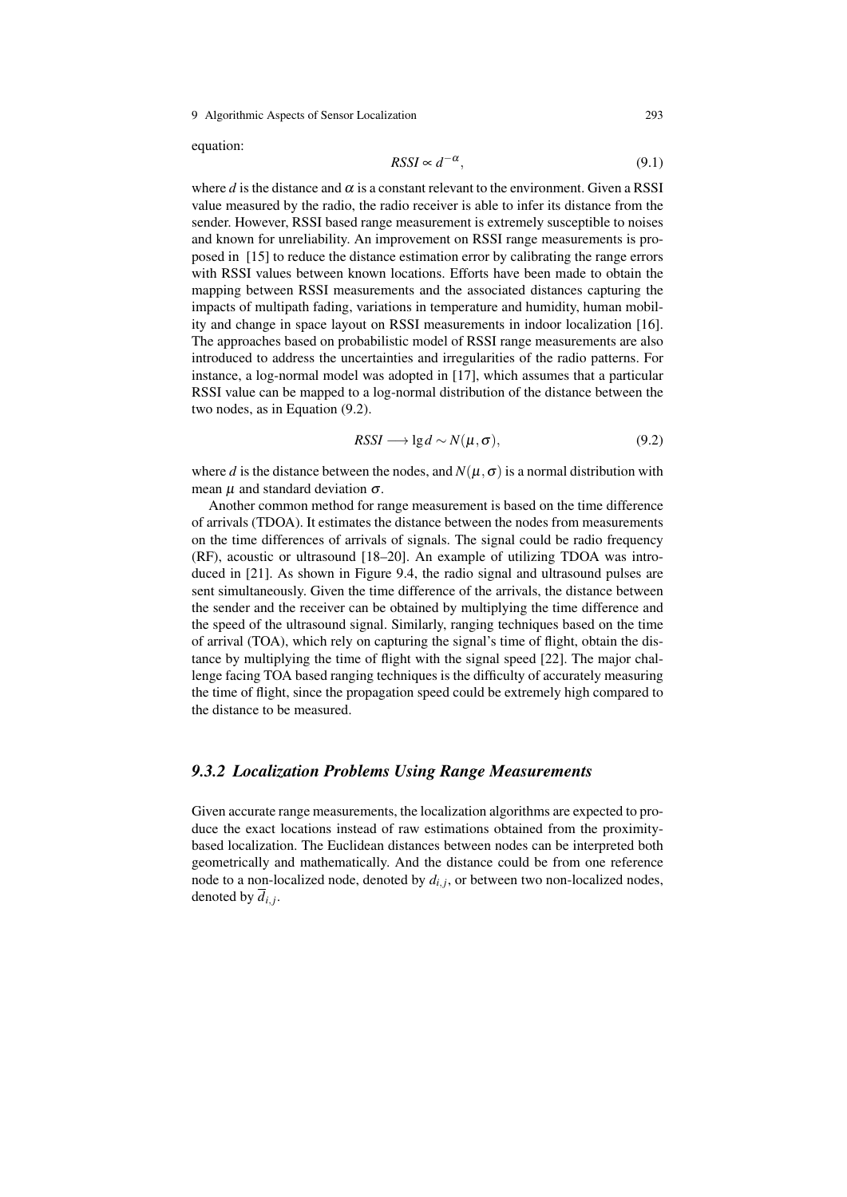equation:

$$RSSI \propto d^{-\alpha}, \tag{9.1}$$

where $d$ is the distance and $\alpha$ is a constant relevant to the environment. Given a RSSI value measured by the radio, the radio receiver is able to infer its distance from the sender. However, RSSI based range measurement is extremely susceptible to noises and known for unreliability. An improvement on RSSI range measurements is proposed in [15] to reduce the distance estimation error by calibrating the range errors with RSSI values between known locations. Efforts have been made to obtain the mapping between RSSI measurements and the associated distances capturing the impacts of multipath fading, variations in temperature and humidity, human mobility and change in space layout on RSSI measurements in indoor localization [16]. The approaches based on probabilistic model of RSSI range measurements are also introduced to address the uncertainties and irregularities of the radio patterns. For instance, a log-normal model was adopted in [17], which assumes that a particular RSSI value can be mapped to a log-normal distribution of the distance between the two nodes, as in Equation (9.2).

$$RSSI \longrightarrow \lg d \sim N(\mu, \sigma), \tag{9.2}$$

where $d$ is the distance between the nodes, and $N(\mu, \sigma)$ is a normal distribution with mean $\mu$ and standard deviation $\sigma$.

Another common method for range measurement is based on the time difference of arrivals (TDOA). It estimates the distance between the nodes from measurements on the time differences of arrivals of signals. The signal could be radio frequency (RF), acoustic or ultrasound [18–20]. An example of utilizing TDOA was introduced in [21]. As shown in Figure 9.4, the radio signal and ultrasound pulses are sent simultaneously. Given the time difference of the arrivals, the distance between the sender and the receiver can be obtained by multiplying the time difference and the speed of the ultrasound signal. Similarly, ranging techniques based on the time of arrival (TOA), which rely on capturing the signal's time of flight, obtain the distance by multiplying the time of flight with the signal speed [22]. The major challenge facing TOA based ranging techniques is the difficulty of accurately measuring the time of flight, since the propagation speed could be extremely high compared to the distance to be measured.

### *9.3.2 Localization Problems Using Range Measurements*

Given accurate range measurements, the localization algorithms are expected to produce the exact locations instead of raw estimations obtained from the proximity-based localization. The Euclidean distances between nodes can be interpreted both geometrically and mathematically. And the distance could be from one reference node to a non-localized node, denoted by $d_{i,j}$, or between two non-localized nodes, denoted by $\overline{d}_{i,j}$.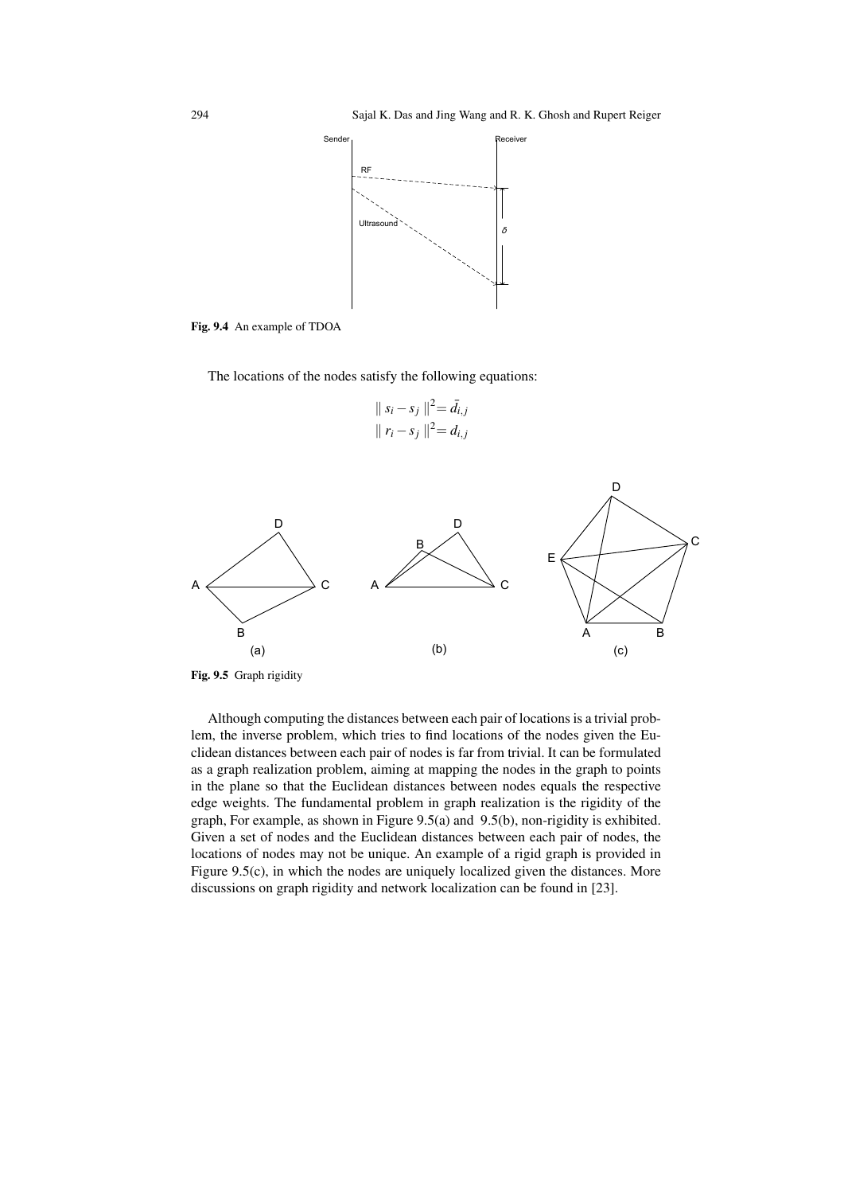Fig. 9.4 An example of TDOA

The locations of the nodes satisfy the following equations:

$$\| s_i - s_j \|^2 = \bar{d}_{i,j}$$
$$\| r_i - s_j \|^2 = d_{i,j}$$

Fig. 9.5 Graph rigidity

Although computing the distances between each pair of locations is a trivial problem, the inverse problem, which tries to find locations of the nodes given the Euclidean distances between each pair of nodes is far from trivial. It can be formulated as a graph realization problem, aiming at mapping the nodes in the graph to points in the plane so that the Euclidean distances between nodes equals the respective edge weights. The fundamental problem in graph realization is the rigidity of the graph, For example, as shown in Figure 9.5(a) and 9.5(b), non-rigidity is exhibited. Given a set of nodes and the Euclidean distances between each pair of nodes, the locations of nodes may not be unique. An example of a rigid graph is provided in Figure 9.5(c), in which the nodes are uniquely localized given the distances. More discussions on graph rigidity and network localization can be found in [23].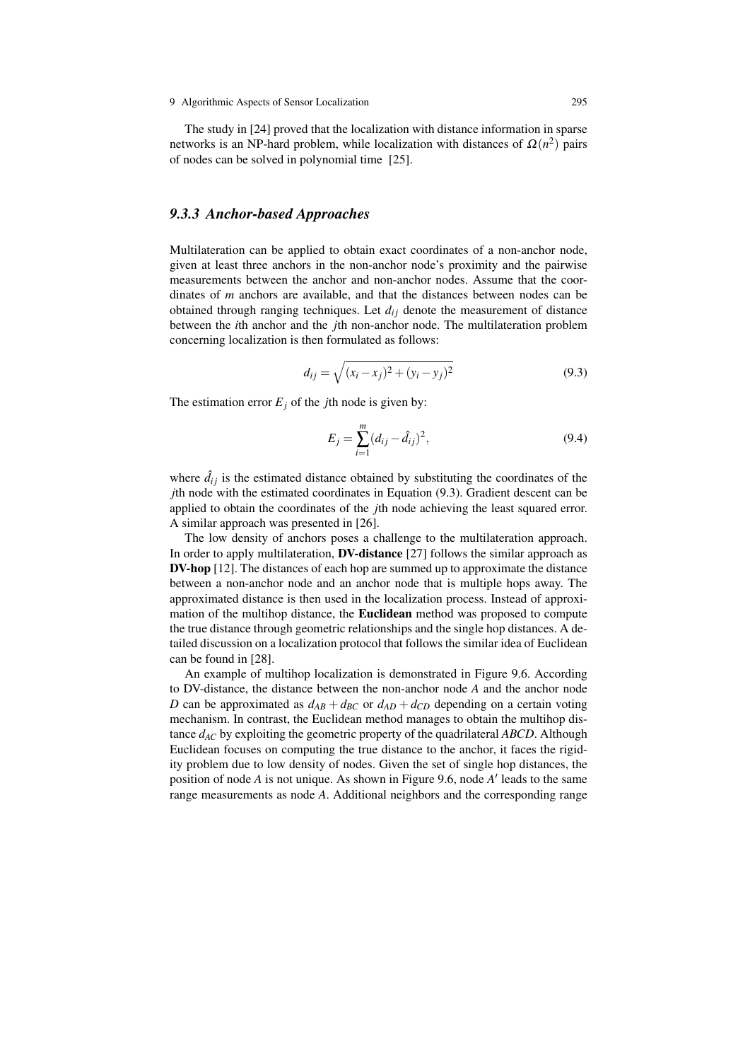The study in [24] proved that the localization with distance information in sparse networks is an NP-hard problem, while localization with distances of $\Omega(n^2)$ pairs of nodes can be solved in polynomial time [25].

### *9.3.3 Anchor-based Approaches*

Multilateration can be applied to obtain exact coordinates of a non-anchor node, given at least three anchors in the non-anchor node's proximity and the pairwise measurements between the anchor and non-anchor nodes. Assume that the coordinates of $m$ anchors are available, and that the distances between nodes can be obtained through ranging techniques. Let $d_{ij}$ denote the measurement of distance between the $i$th anchor and the $j$th non-anchor node. The multilateration problem concerning localization is then formulated as follows:

$$d_{ij} = \sqrt{(x_i - x_j)^2 + (y_i - y_j)^2} \tag{9.3}$$

The estimation error $E_j$ of the $j$th node is given by:

$$E_j = \sum_{i=1}^{m} (d_{ij} - \hat{d}_{ij})^2, \tag{9.4}$$

where $\hat{d}_{ij}$ is the estimated distance obtained by substituting the coordinates of the $j$th node with the estimated coordinates in Equation (9.3). Gradient descent can be applied to obtain the coordinates of the $j$th node achieving the least squared error. A similar approach was presented in [26].

The low density of anchors poses a challenge to the multilateration approach. In order to apply multilateration, **DV-distance** [27] follows the similar approach as **DV-hop** [12]. The distances of each hop are summed up to approximate the distance between a non-anchor node and an anchor node that is multiple hops away. The approximated distance is then used in the localization process. Instead of approximation of the multihop distance, the **Euclidean** method was proposed to compute the true distance through geometric relationships and the single hop distances. A detailed discussion on a localization protocol that follows the similar idea of Euclidean can be found in [28].

An example of multihop localization is demonstrated in Figure 9.6. According to DV-distance, the distance between the non-anchor node $A$ and the anchor node $D$ can be approximated as $d_{AB} + d_{BC}$ or $d_{AD} + d_{CD}$ depending on a certain voting mechanism. In contrast, the Euclidean method manages to obtain the multihop distance $d_{AC}$ by exploiting the geometric property of the quadrilateral $ABCD$. Although Euclidean focuses on computing the true distance to the anchor, it faces the rigidity problem due to low density of nodes. Given the set of single hop distances, the position of node $A$ is not unique. As shown in Figure 9.6, node $A'$ leads to the same range measurements as node $A$. Additional neighbors and the corresponding range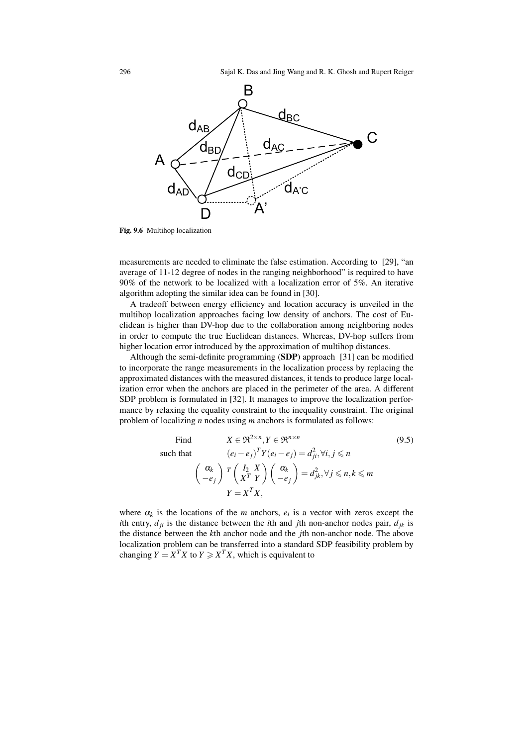Fig. 9.6 Multihop localization

measurements are needed to eliminate the false estimation. According to [29], "an average of 11-12 degree of nodes in the ranging neighborhood" is required to have 90% of the network to be localized with a localization error of 5%. An iterative algorithm adopting the similar idea can be found in [30].

A tradeoff between energy efficiency and location accuracy is unveiled in the multihop localization approaches facing low density of anchors. The cost of Euclidean is higher than DV-hop due to the collaboration among neighboring nodes in order to compute the true Euclidean distances. Whereas, DV-hop suffers from higher location error introduced by the approximation of multihop distances.

Although the semi-definite programming (**SDP**) approach [31] can be modified to incorporate the range measurements in the localization process by replacing the approximated distances with the measured distances, it tends to produce large localization error when the anchors are placed in the perimeter of the area. A different SDP problem is formulated in [32]. It manages to improve the localization performance by relaxing the equality constraint to the inequality constraint. The original problem of localizing $n$ nodes using $m$ anchors is formulated as follows:

$$\begin{aligned}
\text{Find} \quad & X \in \Re^{2\times n}, Y \in \Re^{n\times n} \\
\text{such that} \quad & (e_i - e_j)^T Y (e_i - e_j) = d_{ji}^2, \forall i, j \leqslant n \\
& \begin{pmatrix} \alpha_k \\ -e_j \end{pmatrix}^T \begin{pmatrix} I_2 & X \\ X^T & Y \end{pmatrix} \begin{pmatrix} \alpha_k \\ -e_j \end{pmatrix} = d_{jk}^2, \forall j \leqslant n, k \leqslant m \\
& Y = X^T X,
\end{aligned} \tag{9.5}$$

where $\alpha_k$ is the locations of the $m$ anchors, $e_i$ is a vector with zeros except the $i$th entry, $d_{ji}$ is the distance between the $i$th and $j$th non-anchor nodes pair, $d_{jk}$ is the distance between the $k$th anchor node and the $j$th non-anchor node. The above localization problem can be transferred into a standard SDP feasibility problem by changing $Y = X^T X$ to $Y \geqslant X^T X$, which is equivalent to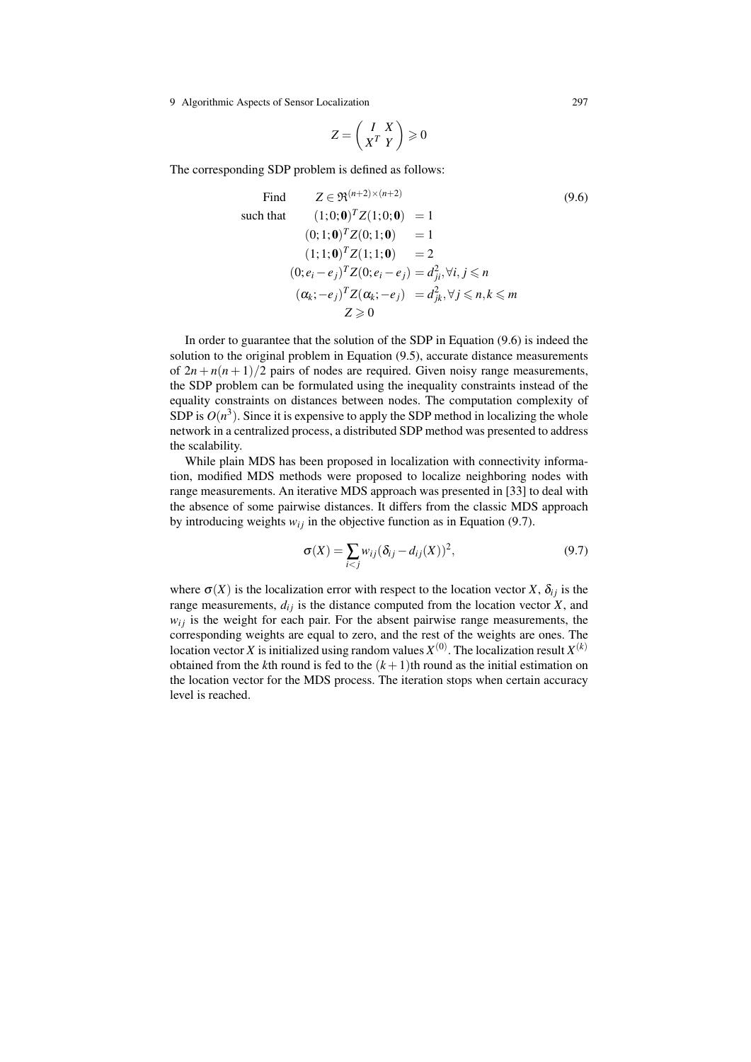$$Z = \begin{pmatrix} I & X \\ X^T & Y \end{pmatrix} \succcurlyeq 0$$

The corresponding SDP problem is defined as follows:

$$\begin{aligned}
\text{Find} \quad & Z \in \Re^{(n+2)\times(n+2)} \\
\text{such that} \quad & (1;0;\mathbf{0})^T Z (1;0;\mathbf{0}) = 1 \\
& (0;1;\mathbf{0})^T Z (0;1;\mathbf{0}) = 1 \\
& (1;1;\mathbf{0})^T Z (1;1;\mathbf{0}) = 2 \\
& (0;e_i - e_j)^T Z (0;e_i - e_j) = d_{ji}^2, \forall i,j \leqslant n \\
& (\alpha_k; -e_j)^T Z (\alpha_k; -e_j) = d_{jk}^2, \forall j \leqslant n, k \leqslant m \\
& Z \succcurlyeq 0
\end{aligned} \tag{9.6}$$

In order to guarantee that the solution of the SDP in Equation (9.6) is indeed the solution to the original problem in Equation (9.5), accurate distance measurements of $2n + n(n+1)/2$ pairs of nodes are required. Given noisy range measurements, the SDP problem can be formulated using the inequality constraints instead of the equality constraints on distances between nodes. The computation complexity of SDP is $O(n^3)$. Since it is expensive to apply the SDP method in localizing the whole network in a centralized process, a distributed SDP method was presented to address the scalability.

While plain MDS has been proposed in localization with connectivity information, modified MDS methods were proposed to localize neighboring nodes with range measurements. An iterative MDS approach was presented in [33] to deal with the absence of some pairwise distances. It differs from the classic MDS approach by introducing weights $w_{ij}$ in the objective function as in Equation (9.7).

$$\sigma(X) = \sum_{i<j} w_{ij} (\delta_{ij} - d_{ij}(X))^2, \tag{9.7}$$

where $\sigma(X)$ is the localization error with respect to the location vector $X$, $\delta_{ij}$ is the range measurements, $d_{ij}$ is the distance computed from the location vector $X$, and $w_{ij}$ is the weight for each pair. For the absent pairwise range measurements, the corresponding weights are equal to zero, and the rest of the weights are ones. The location vector $X$ is initialized using random values $X^{(0)}$. The localization result $X^{(k)}$ obtained from the $k$th round is fed to the $(k+1)$th round as the initial estimation on the location vector for the MDS process. The iteration stops when certain accuracy level is reached.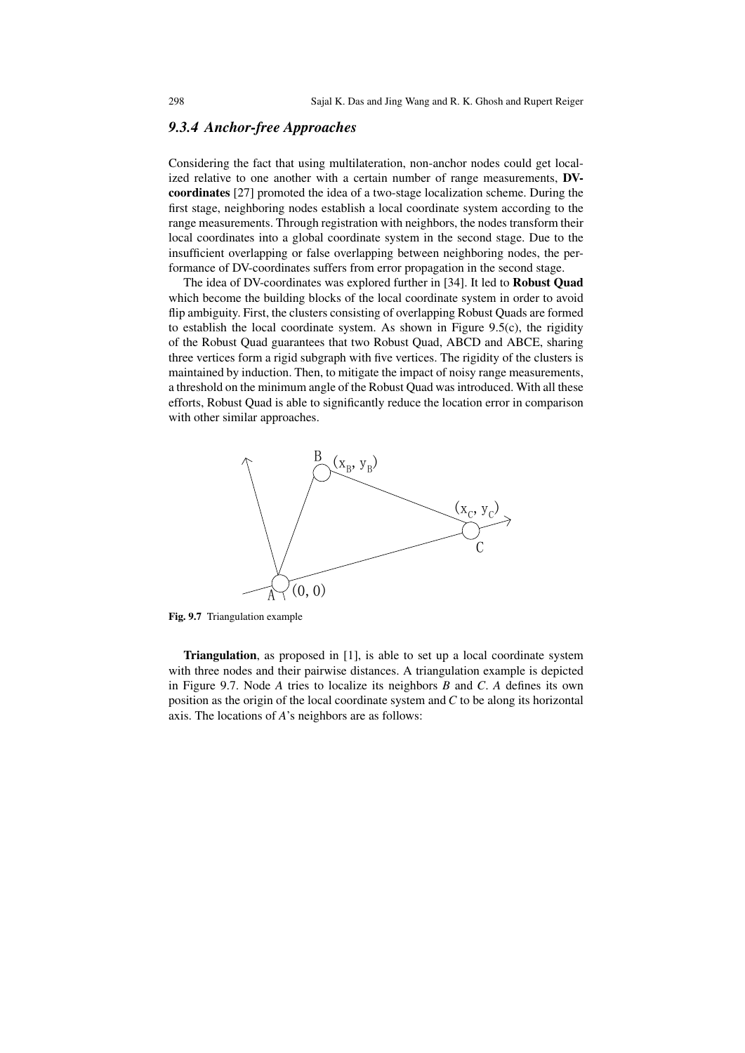### 9.3.4 Anchor-free Approaches

Considering the fact that using multilateration, non-anchor nodes could get localized relative to one another with a certain number of range measurements, **DV-coordinates** [27] promoted the idea of a two-stage localization scheme. During the first stage, neighboring nodes establish a local coordinate system according to the range measurements. Through registration with neighbors, the nodes transform their local coordinates into a global coordinate system in the second stage. Due to the insufficient overlapping or false overlapping between neighboring nodes, the performance of DV-coordinates suffers from error propagation in the second stage.

The idea of DV-coordinates was explored further in [34]. It led to **Robust Quad** which become the building blocks of the local coordinate system in order to avoid flip ambiguity. First, the clusters consisting of overlapping Robust Quads are formed to establish the local coordinate system. As shown in Figure 9.5(c), the rigidity of the Robust Quad guarantees that two Robust Quad, ABCD and ABCE, sharing three vertices form a rigid subgraph with five vertices. The rigidity of the clusters is maintained by induction. Then, to mitigate the impact of noisy range measurements, a threshold on the minimum angle of the Robust Quad was introduced. With all these efforts, Robust Quad is able to significantly reduce the location error in comparison with other similar approaches.

**Fig. 9.7** Triangulation example

**Triangulation**, as proposed in [1], is able to set up a local coordinate system with three nodes and their pairwise distances. A triangulation example is depicted in Figure 9.7. Node *A* tries to localize its neighbors *B* and *C*. *A* defines its own position as the origin of the local coordinate system and *C* to be along its horizontal axis. The locations of *A*'s neighbors are as follows: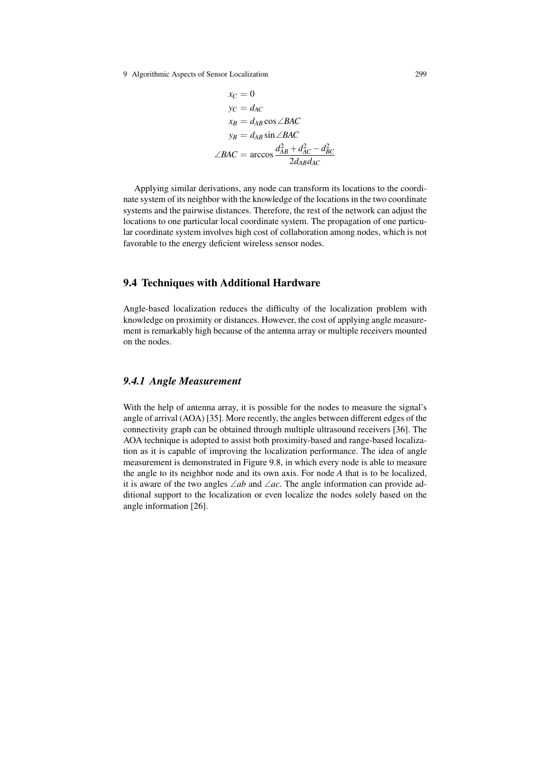$$
\begin{aligned}
x_C &= 0 \\
y_C &= d_{AC} \\
x_B &= d_{AB} \cos \angle BAC \\
y_B &= d_{AB} \sin \angle BAC \\
\angle BAC &= \arccos \frac{d_{AB}^2 + d_{AC}^2 - d_{BC}^2}{2 d_{AB} d_{AC}}
\end{aligned}
$$

Applying similar derivations, any node can transform its locations to the coordinate system of its neighbor with the knowledge of the locations in the two coordinate systems and the pairwise distances. Therefore, the rest of the network can adjust the locations to one particular local coordinate system. The propagation of one particular coordinate system involves high cost of collaboration among nodes, which is not favorable to the energy deficient wireless sensor nodes.

## 9.4 Techniques with Additional Hardware

Angle-based localization reduces the difficulty of the localization problem with knowledge on proximity or distances. However, the cost of applying angle measurement is remarkably high because of the antenna array or multiple receivers mounted on the nodes.

### *9.4.1 Angle Measurement*

With the help of antenna array, it is possible for the nodes to measure the signal's angle of arrival (AOA) [35]. More recently, the angles between different edges of the connectivity graph can be obtained through multiple ultrasound receivers [36]. The AOA technique is adopted to assist both proximity-based and range-based localization as it is capable of improving the localization performance. The idea of angle measurement is demonstrated in Figure 9.8, in which every node is able to measure the angle to its neighbor node and its own axis. For node *A* that is to be localized, it is aware of the two angles $\angle ab$ and $\angle ac$. The angle information can provide additional support to the localization or even localize the nodes solely based on the angle information [26].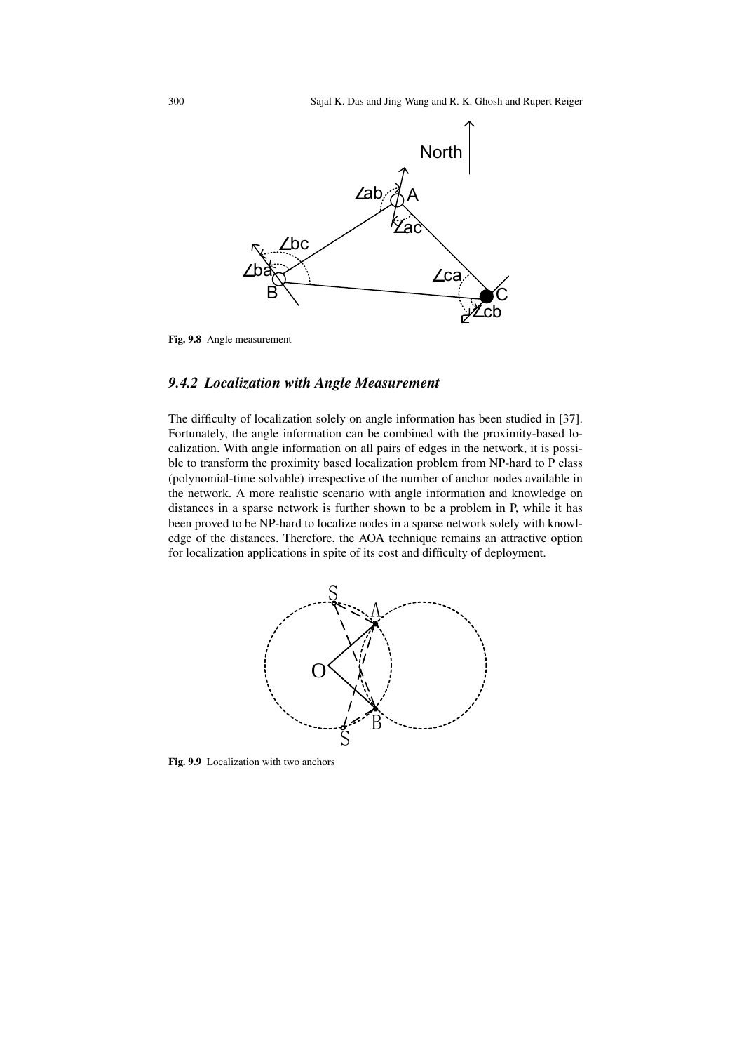Fig. 9.8 Angle measurement

### 9.4.2 *Localization with Angle Measurement*

The difficulty of localization solely on angle information has been studied in [37]. Fortunately, the angle information can be combined with the proximity-based localization. With angle information on all pairs of edges in the network, it is possible to transform the proximity based localization problem from NP-hard to P class (polynomial-time solvable) irrespective of the number of anchor nodes available in the network. A more realistic scenario with angle information and knowledge on distances in a sparse network is further shown to be a problem in P, while it has been proved to be NP-hard to localize nodes in a sparse network solely with knowledge of the distances. Therefore, the AOA technique remains an attractive option for localization applications in spite of its cost and difficulty of deployment.

Fig. 9.9 Localization with two anchors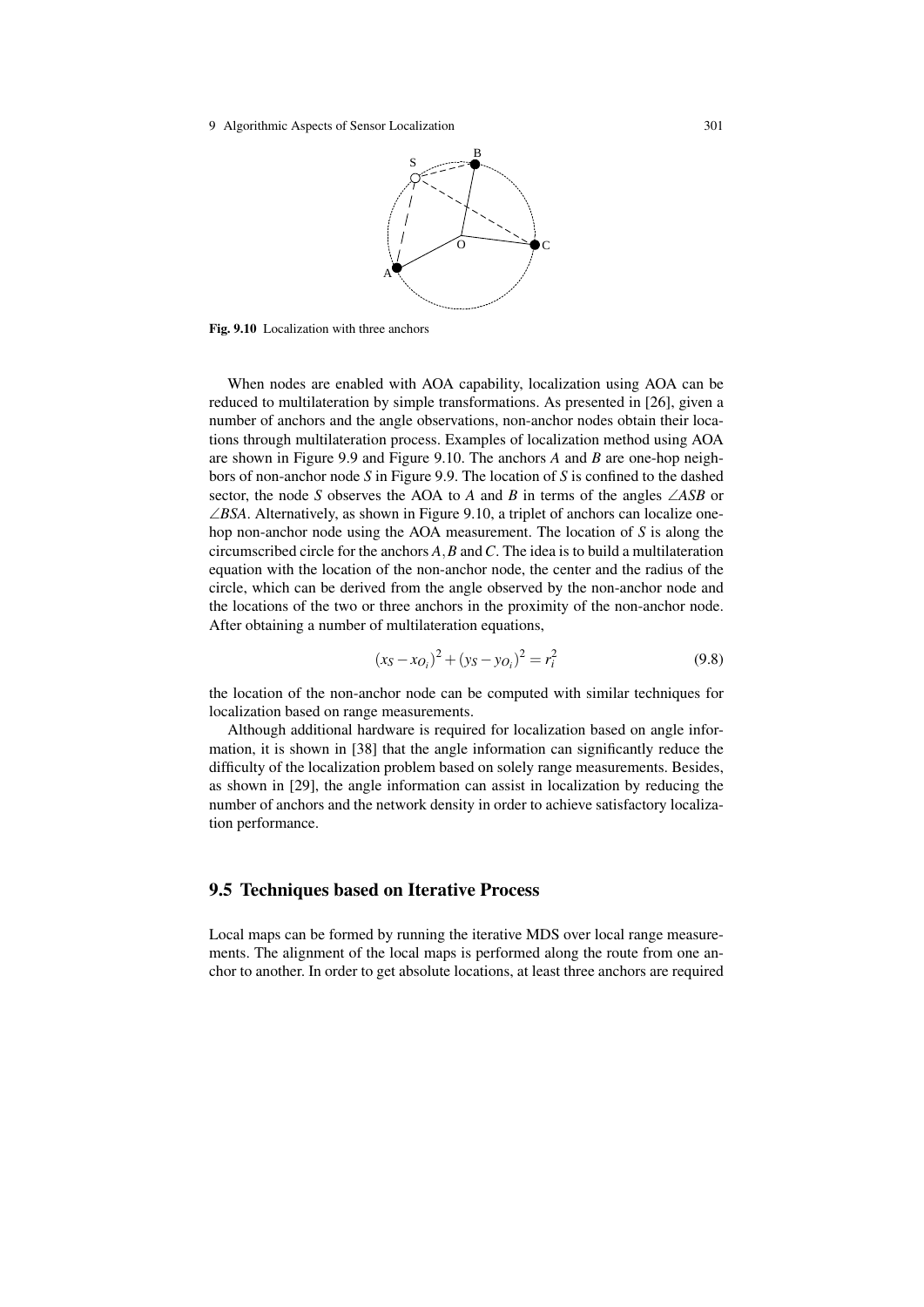Fig. 9.10 Localization with three anchors

When nodes are enabled with AOA capability, localization using AOA can be reduced to multilateration by simple transformations. As presented in [26], given a number of anchors and the angle observations, non-anchor nodes obtain their locations through multilateration process. Examples of localization method using AOA are shown in Figure 9.9 and Figure 9.10. The anchors $A$ and $B$ are one-hop neighbors of non-anchor node $S$ in Figure 9.9. The location of $S$ is confined to the dashed sector, the node $S$ observes the AOA to $A$ and $B$ in terms of the angles $\angle ASB$ or $\angle BSA$. Alternatively, as shown in Figure 9.10, a triplet of anchors can localize one-hop non-anchor node using the AOA measurement. The location of $S$ is along the circumscribed circle for the anchors $A, B$ and $C$. The idea is to build a multilateration equation with the location of the non-anchor node, the center and the radius of the circle, which can be derived from the angle observed by the non-anchor node and the locations of the two or three anchors in the proximity of the non-anchor node. After obtaining a number of multilateration equations,

$$(x_S - x_{O_i})^2 + (y_S - y_{O_i})^2 = r_i^2 \tag{9.8}$$

the location of the non-anchor node can be computed with similar techniques for localization based on range measurements.

Although additional hardware is required for localization based on angle information, it is shown in [38] that the angle information can significantly reduce the difficulty of the localization problem based on solely range measurements. Besides, as shown in [29], the angle information can assist in localization by reducing the number of anchors and the network density in order to achieve satisfactory localization performance.

## 9.5 Techniques based on Iterative Process

Local maps can be formed by running the iterative MDS over local range measurements. The alignment of the local maps is performed along the route from one anchor to another. In order to get absolute locations, at least three anchors are required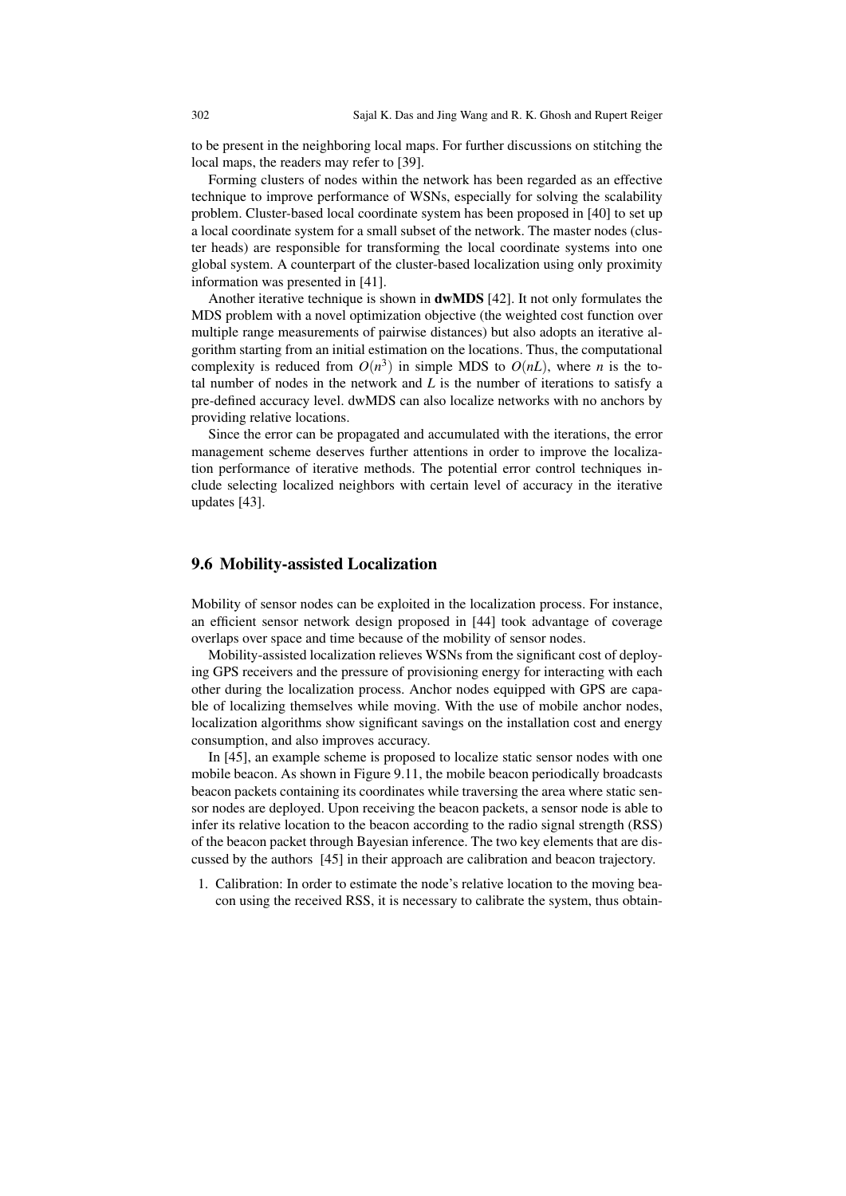to be present in the neighboring local maps. For further discussions on stitching the local maps, the readers may refer to [39].

Forming clusters of nodes within the network has been regarded as an effective technique to improve performance of WSNs, especially for solving the scalability problem. Cluster-based local coordinate system has been proposed in [40] to set up a local coordinate system for a small subset of the network. The master nodes (cluster heads) are responsible for transforming the local coordinate systems into one global system. A counterpart of the cluster-based localization using only proximity information was presented in [41].

Another iterative technique is shown in **dwMDS** [42]. It not only formulates the MDS problem with a novel optimization objective (the weighted cost function over multiple range measurements of pairwise distances) but also adopts an iterative algorithm starting from an initial estimation on the locations. Thus, the computational complexity is reduced from $O(n^3)$ in simple MDS to $O(nL)$, where $n$ is the total number of nodes in the network and $L$ is the number of iterations to satisfy a pre-defined accuracy level. dwMDS can also localize networks with no anchors by providing relative locations.

Since the error can be propagated and accumulated with the iterations, the error management scheme deserves further attentions in order to improve the localization performance of iterative methods. The potential error control techniques include selecting localized neighbors with certain level of accuracy in the iterative updates [43].

## 9.6 Mobility-assisted Localization

Mobility of sensor nodes can be exploited in the localization process. For instance, an efficient sensor network design proposed in [44] took advantage of coverage overlaps over space and time because of the mobility of sensor nodes.

Mobility-assisted localization relieves WSNs from the significant cost of deploying GPS receivers and the pressure of provisioning energy for interacting with each other during the localization process. Anchor nodes equipped with GPS are capable of localizing themselves while moving. With the use of mobile anchor nodes, localization algorithms show significant savings on the installation cost and energy consumption, and also improves accuracy.

In [45], an example scheme is proposed to localize static sensor nodes with one mobile beacon. As shown in Figure 9.11, the mobile beacon periodically broadcasts beacon packets containing its coordinates while traversing the area where static sensor nodes are deployed. Upon receiving the beacon packets, a sensor node is able to infer its relative location to the beacon according to the radio signal strength (RSS) of the beacon packet through Bayesian inference. The two key elements that are discussed by the authors [45] in their approach are calibration and beacon trajectory.

1. Calibration: In order to estimate the node's relative location to the moving beacon using the received RSS, it is necessary to calibrate the system, thus obtain-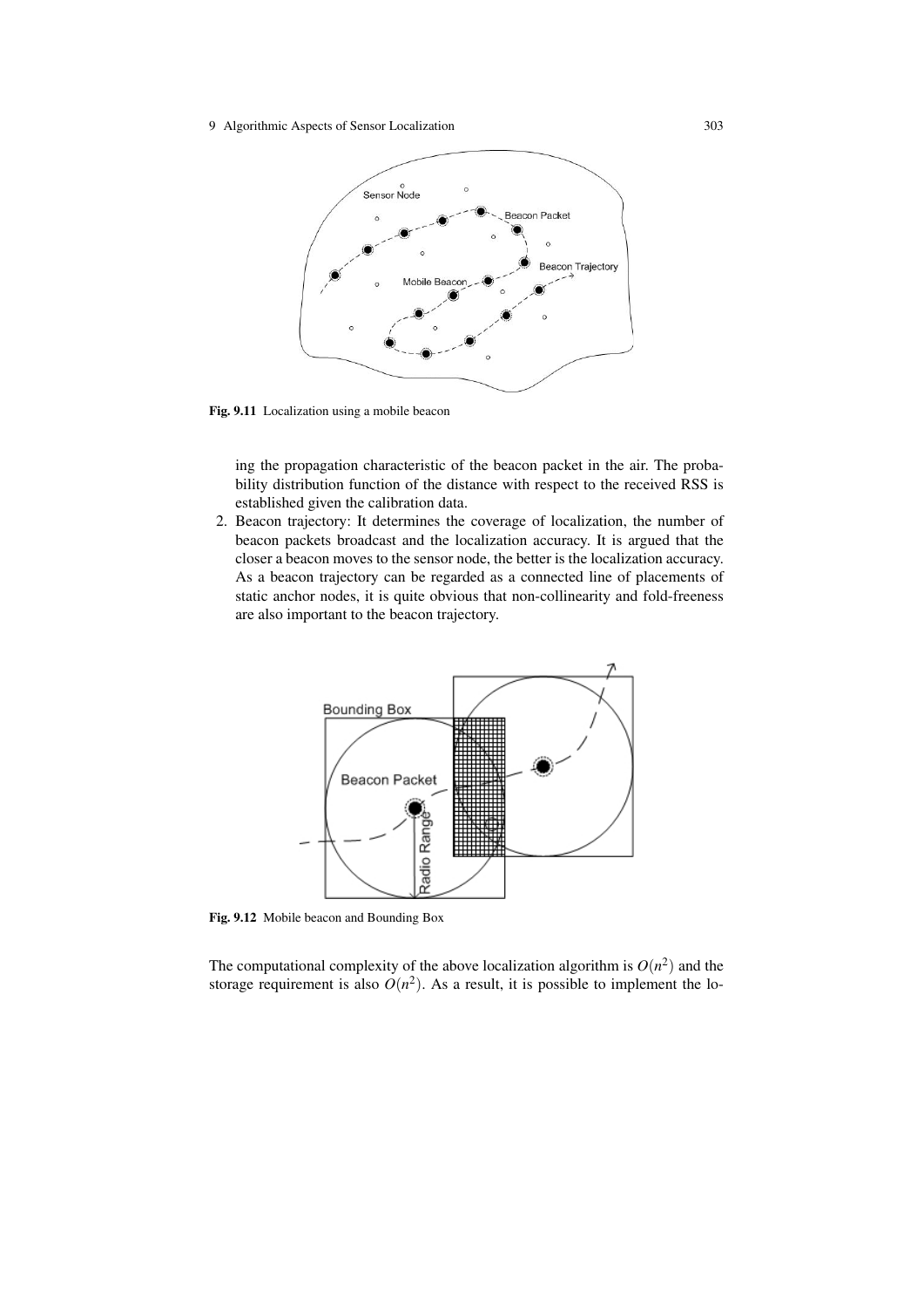Fig. 9.11 Localization using a mobile beacon

ing the propagation characteristic of the beacon packet in the air. The probability distribution function of the distance with respect to the received RSS is established given the calibration data.

2. Beacon trajectory: It determines the coverage of localization, the number of beacon packets broadcast and the localization accuracy. It is argued that the closer a beacon moves to the sensor node, the better is the localization accuracy. As a beacon trajectory can be regarded as a connected line of placements of static anchor nodes, it is quite obvious that non-collinearity and fold-freeness are also important to the beacon trajectory.

Fig. 9.12 Mobile beacon and Bounding Box

The computational complexity of the above localization algorithm is $O(n^2)$ and the storage requirement is also $O(n^2)$. As a result, it is possible to implement the lo-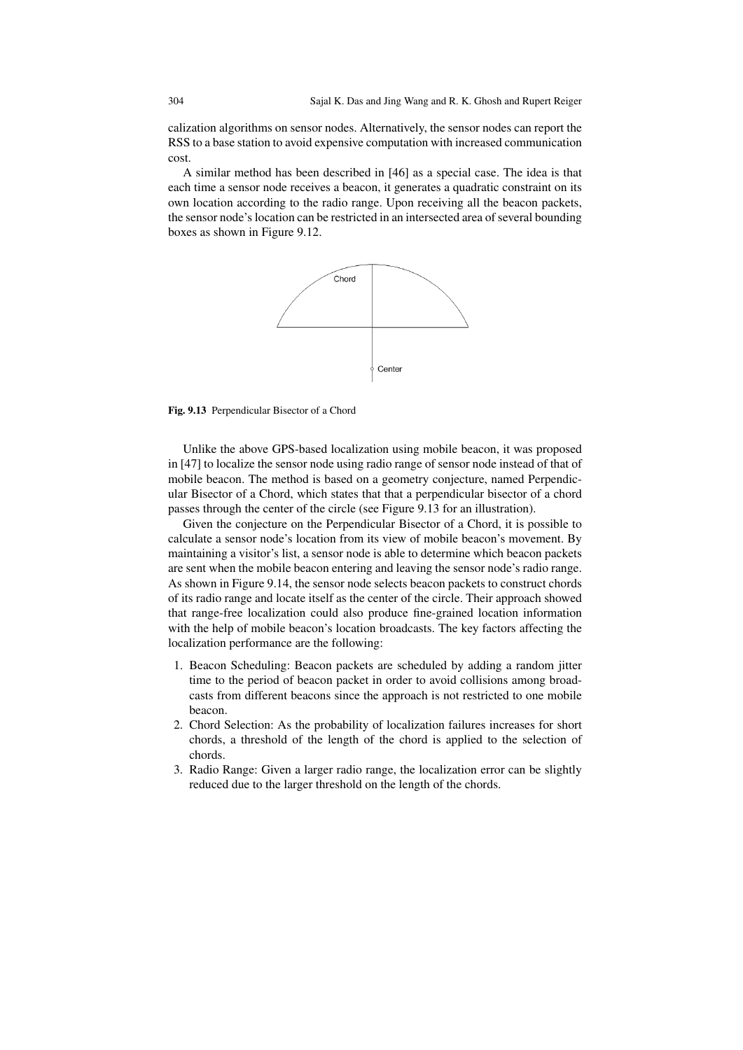calization algorithms on sensor nodes. Alternatively, the sensor nodes can report the RSS to a base station to avoid expensive computation with increased communication cost.

A similar method has been described in [46] as a special case. The idea is that each time a sensor node receives a beacon, it generates a quadratic constraint on its own location according to the radio range. Upon receiving all the beacon packets, the sensor node's location can be restricted in an intersected area of several bounding boxes as shown in Figure 9.12.

**Fig. 9.13** Perpendicular Bisector of a Chord

Unlike the above GPS-based localization using mobile beacon, it was proposed in [47] to localize the sensor node using radio range of sensor node instead of that of mobile beacon. The method is based on a geometry conjecture, named Perpendicular Bisector of a Chord, which states that that a perpendicular bisector of a chord passes through the center of the circle (see Figure 9.13 for an illustration).

Given the conjecture on the Perpendicular Bisector of a Chord, it is possible to calculate a sensor node's location from its view of mobile beacon's movement. By maintaining a visitor's list, a sensor node is able to determine which beacon packets are sent when the mobile beacon entering and leaving the sensor node's radio range. As shown in Figure 9.14, the sensor node selects beacon packets to construct chords of its radio range and locate itself as the center of the circle. Their approach showed that range-free localization could also produce fine-grained location information with the help of mobile beacon's location broadcasts. The key factors affecting the localization performance are the following:

1. Beacon Scheduling: Beacon packets are scheduled by adding a random jitter time to the period of beacon packet in order to avoid collisions among broadcasts from different beacons since the approach is not restricted to one mobile beacon.
2. Chord Selection: As the probability of localization failures increases for short chords, a threshold of the length of the chord is applied to the selection of chords.
3. Radio Range: Given a larger radio range, the localization error can be slightly reduced due to the larger threshold on the length of the chords.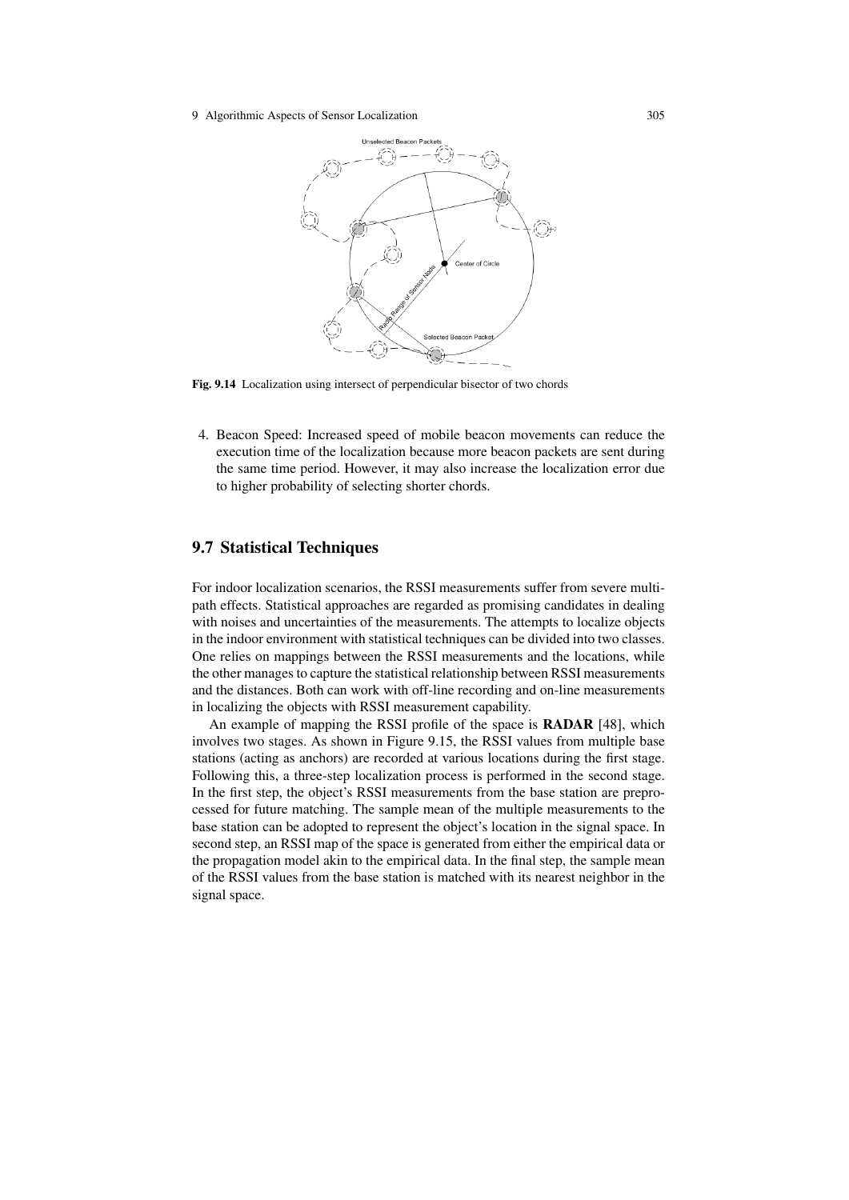Fig. 9.14 Localization using intersect of perpendicular bisector of two chords

4. Beacon Speed: Increased speed of mobile beacon movements can reduce the execution time of the localization because more beacon packets are sent during the same time period. However, it may also increase the localization error due to higher probability of selecting shorter chords.

## 9.7 Statistical Techniques

For indoor localization scenarios, the RSSI measurements suffer from severe multi-path effects. Statistical approaches are regarded as promising candidates in dealing with noises and uncertainties of the measurements. The attempts to localize objects in the indoor environment with statistical techniques can be divided into two classes. One relies on mappings between the RSSI measurements and the locations, while the other manages to capture the statistical relationship between RSSI measurements and the distances. Both can work with off-line recording and on-line measurements in localizing the objects with RSSI measurement capability.

An example of mapping the RSSI profile of the space is **RADAR** [48], which involves two stages. As shown in Figure 9.15, the RSSI values from multiple base stations (acting as anchors) are recorded at various locations during the first stage. Following this, a three-step localization process is performed in the second stage. In the first step, the object's RSSI measurements from the base station are preprocessed for future matching. The sample mean of the multiple measurements to the base station can be adopted to represent the object's location in the signal space. In second step, an RSSI map of the space is generated from either the empirical data or the propagation model akin to the empirical data. In the final step, the sample mean of the RSSI values from the base station is matched with its nearest neighbor in the signal space.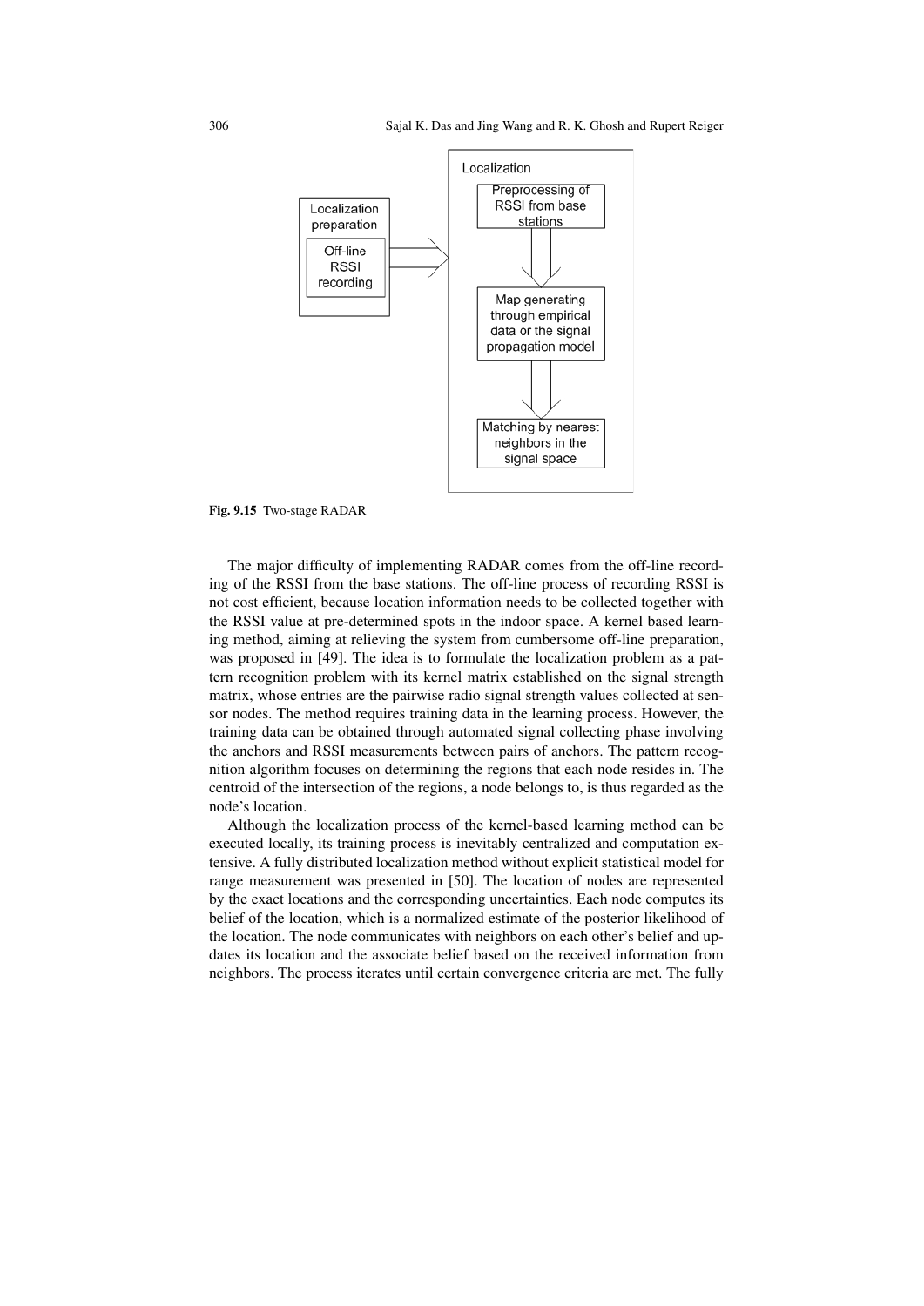Fig. 9.15 Two-stage RADAR

The major difficulty of implementing RADAR comes from the off-line recording of the RSSI from the base stations. The off-line process of recording RSSI is not cost efficient, because location information needs to be collected together with the RSSI value at pre-determined spots in the indoor space. A kernel based learning method, aiming at relieving the system from cumbersome off-line preparation, was proposed in [49]. The idea is to formulate the localization problem as a pattern recognition problem with its kernel matrix established on the signal strength matrix, whose entries are the pairwise radio signal strength values collected at sensor nodes. The method requires training data in the learning process. However, the training data can be obtained through automated signal collecting phase involving the anchors and RSSI measurements between pairs of anchors. The pattern recognition algorithm focuses on determining the regions that each node resides in. The centroid of the intersection of the regions, a node belongs to, is thus regarded as the node's location.

Although the localization process of the kernel-based learning method can be executed locally, its training process is inevitably centralized and computation extensive. A fully distributed localization method without explicit statistical model for range measurement was presented in [50]. The location of nodes are represented by the exact locations and the corresponding uncertainties. Each node computes its belief of the location, which is a normalized estimate of the posterior likelihood of the location. The node communicates with neighbors on each other's belief and updates its location and the associate belief based on the received information from neighbors. The process iterates until certain convergence criteria are met. The fully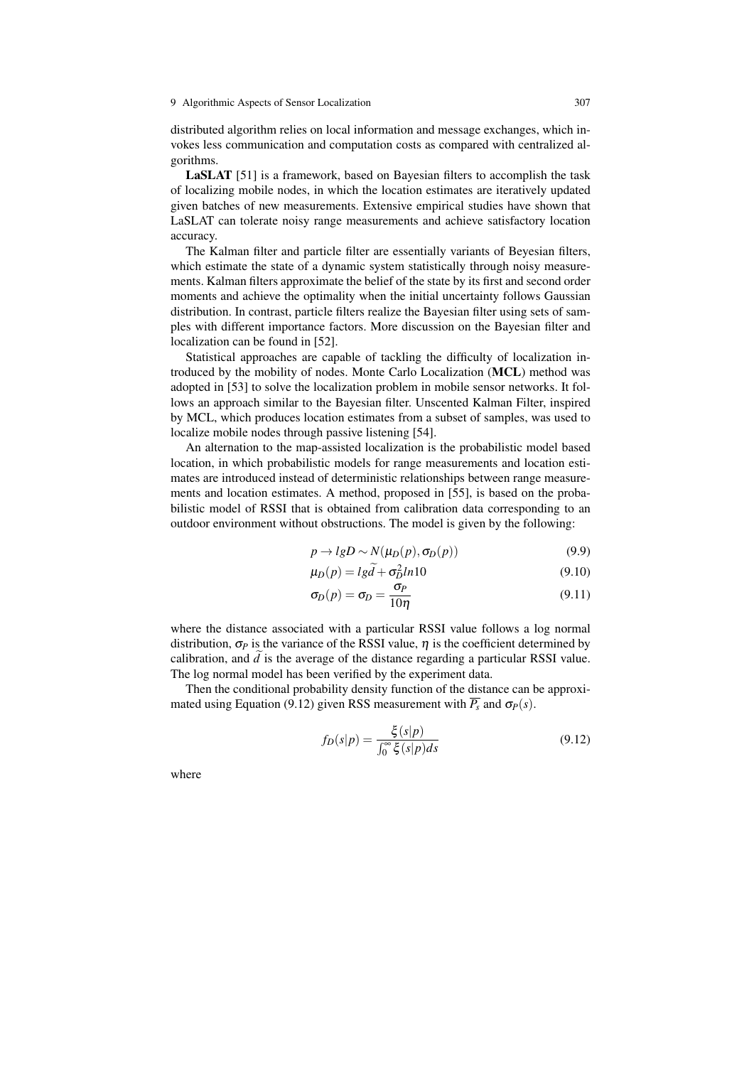distributed algorithm relies on local information and message exchanges, which invokes less communication and computation costs as compared with centralized algorithms.

**LaSLAT** [51] is a framework, based on Bayesian filters to accomplish the task of localizing mobile nodes, in which the location estimates are iteratively updated given batches of new measurements. Extensive empirical studies have shown that LaSLAT can tolerate noisy range measurements and achieve satisfactory location accuracy.

The Kalman filter and particle filter are essentially variants of Beyesian filters, which estimate the state of a dynamic system statistically through noisy measurements. Kalman filters approximate the belief of the state by its first and second order moments and achieve the optimality when the initial uncertainty follows Gaussian distribution. In contrast, particle filters realize the Bayesian filter using sets of samples with different importance factors. More discussion on the Bayesian filter and localization can be found in [52].

Statistical approaches are capable of tackling the difficulty of localization introduced by the mobility of nodes. Monte Carlo Localization (**MCL**) method was adopted in [53] to solve the localization problem in mobile sensor networks. It follows an approach similar to the Bayesian filter. Unscented Kalman Filter, inspired by MCL, which produces location estimates from a subset of samples, was used to localize mobile nodes through passive listening [54].

An alternation to the map-assisted localization is the probabilistic model based location, in which probabilistic models for range measurements and location estimates are introduced instead of deterministic relationships between range measurements and location estimates. A method, proposed in [55], is based on the probabilistic model of RSSI that is obtained from calibration data corresponding to an outdoor environment without obstructions. The model is given by the following:

$$p \rightarrow lgD \sim N(\mu_D(p), \sigma_D(p)) \tag{9.9}$$

$$\mu_D(p) = lg\widetilde{d} + \sigma_D^2 ln10 \tag{9.10}$$

$$\sigma_D(p) = \sigma_D = \frac{\sigma_P}{10\eta} \tag{9.11}$$

where the distance associated with a particular RSSI value follows a log normal distribution, $\sigma_P$ is the variance of the RSSI value, $\eta$ is the coefficient determined by calibration, and $\widetilde{d}$ is the average of the distance regarding a particular RSSI value. The log normal model has been verified by the experiment data.

Then the conditional probability density function of the distance can be approximated using Equation (9.12) given RSS measurement with $\overline{P_s}$ and $\sigma_P(s)$.

$$f_D(s|p) = \frac{\xi(s|p)}{\int_0^\infty \xi(s|p)ds} \tag{9.12}$$

where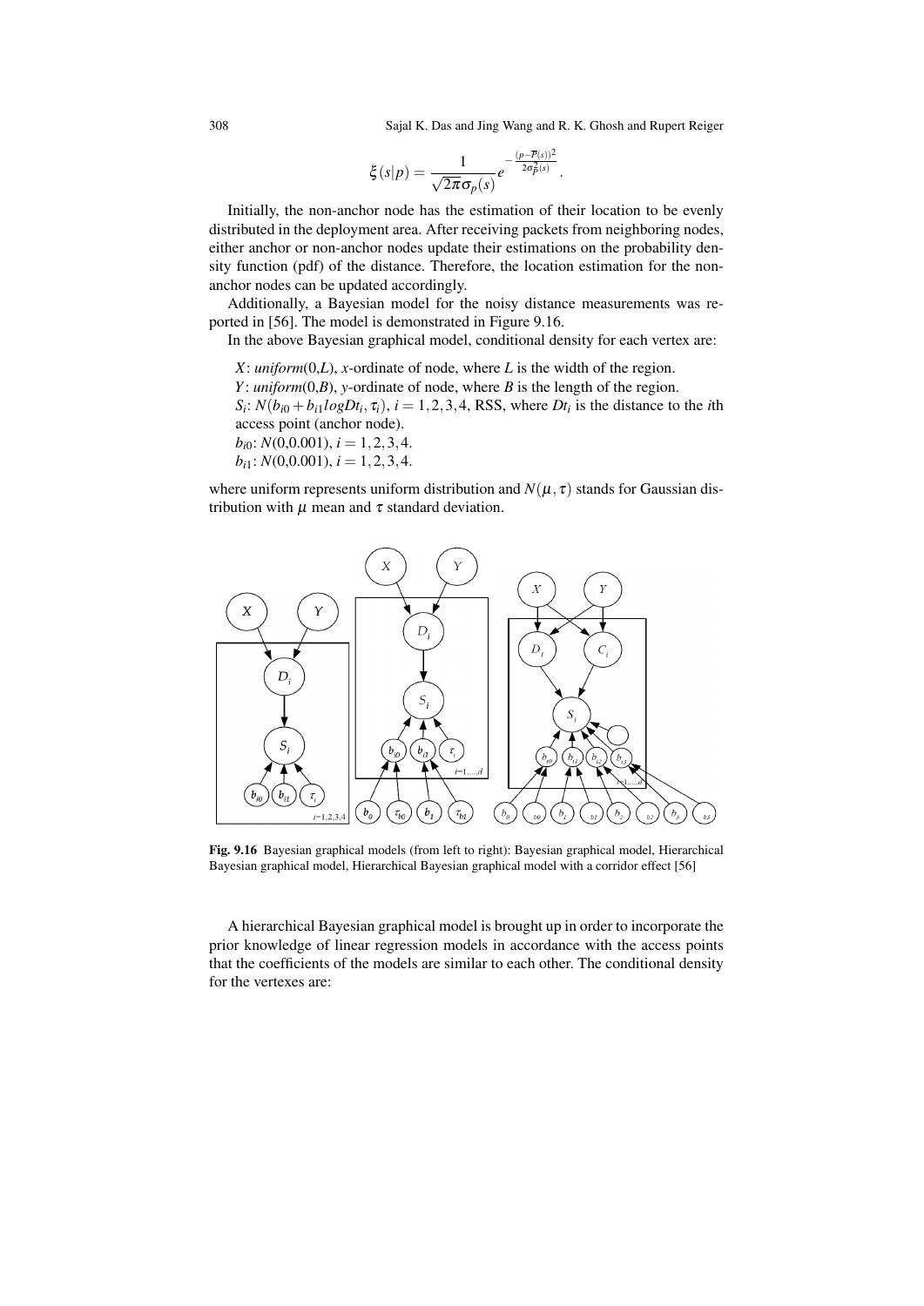$$\xi(s|p) = \frac{1}{\sqrt{2\pi}\sigma_p(s)} e^{-\frac{(p-\overline{P}(s))^2}{2\sigma_P^2(s)}}.$$

Initially, the non-anchor node has the estimation of their location to be evenly distributed in the deployment area. After receiving packets from neighboring nodes, either anchor or non-anchor nodes update their estimations on the probability density function (pdf) of the distance. Therefore, the location estimation for the non-anchor nodes can be updated accordingly.

Additionally, a Bayesian model for the noisy distance measurements was reported in [56]. The model is demonstrated in Figure 9.16.

In the above Bayesian graphical model, conditional density for each vertex are:

$X$: *uniform*(0,$L$), $x$-ordinate of node, where $L$ is the width of the region.
$Y$: *uniform*(0,$B$), $y$-ordinate of node, where $B$ is the length of the region.
$S_i$: $N(b_{i0} + b_{i1} log Dt_i, \tau_i)$, $i = 1,2,3,4$, RSS, where $Dt_i$ is the distance to the $i$th access point (anchor node).
$b_{i0}$: $N(0,0.001)$, $i = 1,2,3,4$.
$b_{i1}$: $N(0,0.001)$, $i = 1,2,3,4$.

where uniform represents uniform distribution and $N(\mu, \tau)$ stands for Gaussian distribution with $\mu$ mean and $\tau$ standard deviation.

**Fig. 9.16** Bayesian graphical models (from left to right): Bayesian graphical model, Hierarchical Bayesian graphical model, Hierarchical Bayesian graphical model with a corridor effect [56]

A hierarchical Bayesian graphical model is brought up in order to incorporate the prior knowledge of linear regression models in accordance with the access points that the coefficients of the models are similar to each other. The conditional density for the vertexes are: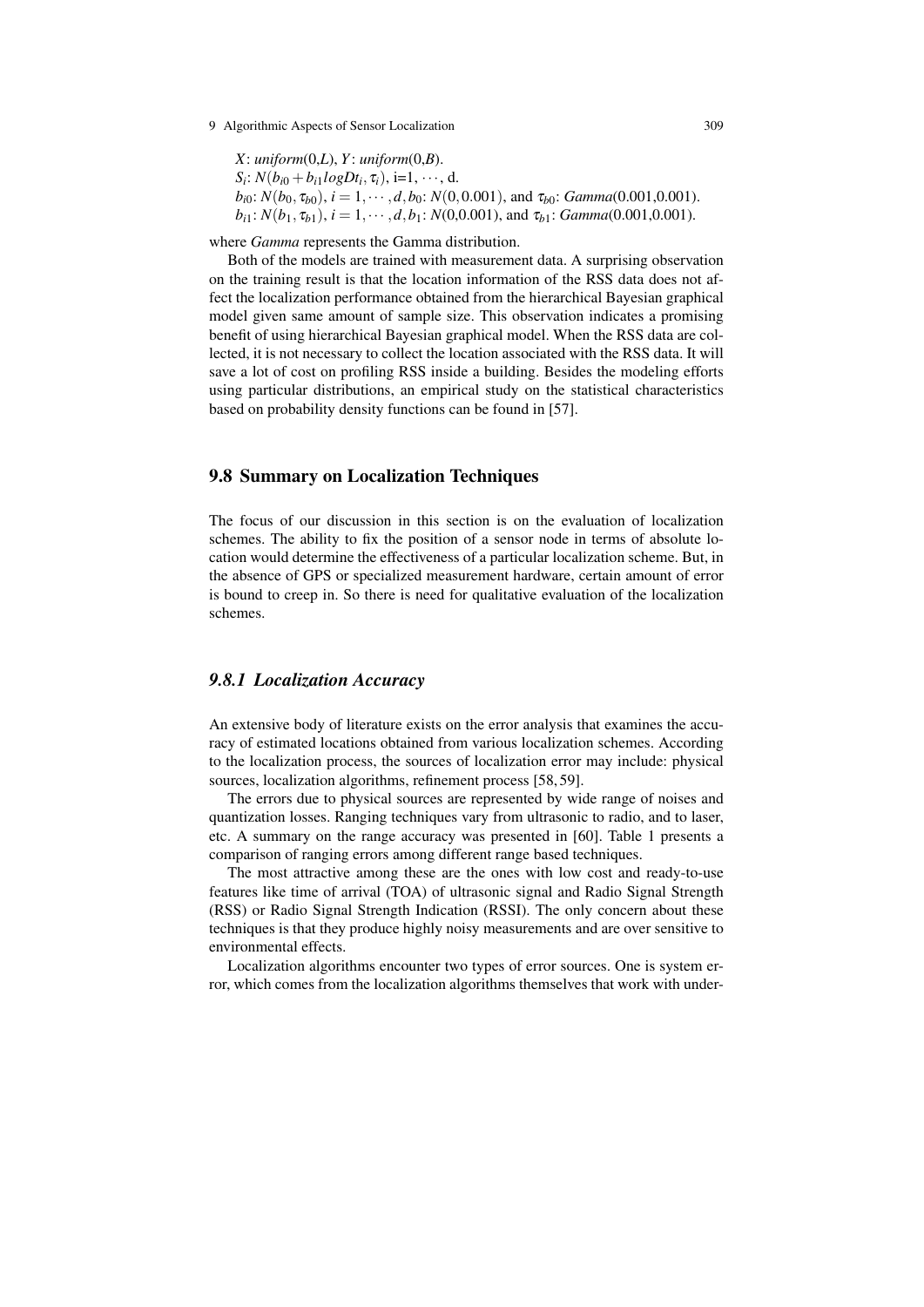$X$: *uniform*(0,$L$), $Y$: *uniform*(0,$B$).
$S_i$: $N(b_{i0} + b_{i1} logDt_i, \tau_i)$, i=1, $\cdots$, d.
$b_{i0}$: $N(b_0, \tau_{b0})$, $i = 1, \cdots, d$, $b_0$: $N(0, 0.001)$, and $\tau_{b0}$: *Gamma*(0.001,0.001).
$b_{i1}$: $N(b_1, \tau_{b1})$, $i = 1, \cdots, d$, $b_1$: $N$(0,0.001), and $\tau_{b1}$: *Gamma*(0.001,0.001).

where *Gamma* represents the Gamma distribution.

Both of the models are trained with measurement data. A surprising observation on the training result is that the location information of the RSS data does not affect the localization performance obtained from the hierarchical Bayesian graphical model given same amount of sample size. This observation indicates a promising benefit of using hierarchical Bayesian graphical model. When the RSS data are collected, it is not necessary to collect the location associated with the RSS data. It will save a lot of cost on profiling RSS inside a building. Besides the modeling efforts using particular distributions, an empirical study on the statistical characteristics based on probability density functions can be found in [57].

## 9.8 Summary on Localization Techniques

The focus of our discussion in this section is on the evaluation of localization schemes. The ability to fix the position of a sensor node in terms of absolute location would determine the effectiveness of a particular localization scheme. But, in the absence of GPS or specialized measurement hardware, certain amount of error is bound to creep in. So there is need for qualitative evaluation of the localization schemes.

### *9.8.1 Localization Accuracy*

An extensive body of literature exists on the error analysis that examines the accuracy of estimated locations obtained from various localization schemes. According to the localization process, the sources of localization error may include: physical sources, localization algorithms, refinement process [58, 59].

The errors due to physical sources are represented by wide range of noises and quantization losses. Ranging techniques vary from ultrasonic to radio, and to laser, etc. A summary on the range accuracy was presented in [60]. Table 1 presents a comparison of ranging errors among different range based techniques.

The most attractive among these are the ones with low cost and ready-to-use features like time of arrival (TOA) of ultrasonic signal and Radio Signal Strength (RSS) or Radio Signal Strength Indication (RSSI). The only concern about these techniques is that they produce highly noisy measurements and are over sensitive to environmental effects.

Localization algorithms encounter two types of error sources. One is system error, which comes from the localization algorithms themselves that work with under-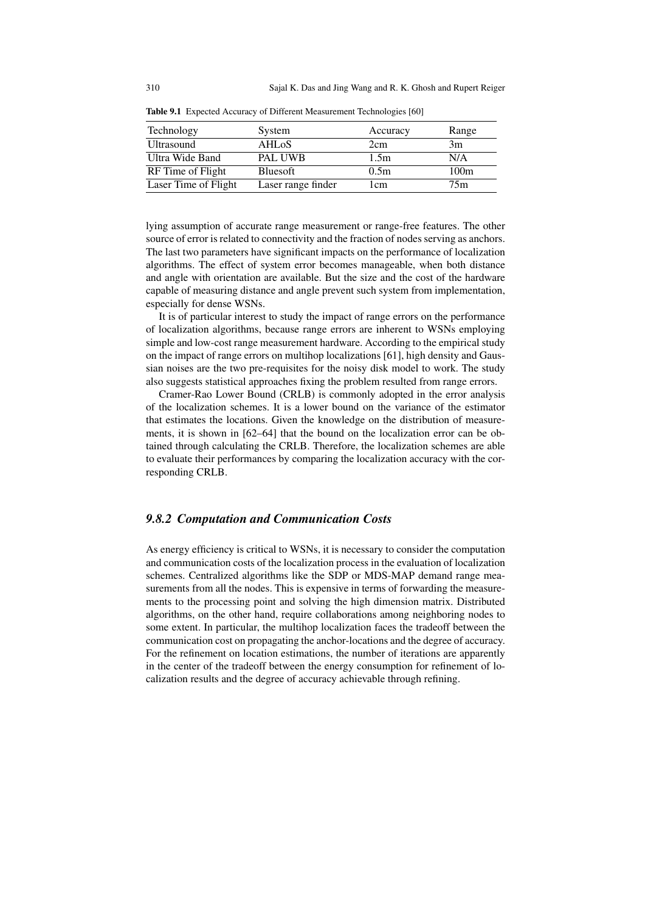**Table 9.1** Expected Accuracy of Different Measurement Technologies [60]

| Technology | System | Accuracy | Range |
|---|---|---|---|
| Ultrasound | AHLoS | 2cm | 3m |
| Ultra Wide Band | PAL UWB | 1.5m | N/A |
| RF Time of Flight | Bluesoft | 0.5m | 100m |
| Laser Time of Flight | Laser range finder | 1cm | 75m |

lying assumption of accurate range measurement or range-free features. The other source of error is related to connectivity and the fraction of nodes serving as anchors. The last two parameters have significant impacts on the performance of localization algorithms. The effect of system error becomes manageable, when both distance and angle with orientation are available. But the size and the cost of the hardware capable of measuring distance and angle prevent such system from implementation, especially for dense WSNs.

It is of particular interest to study the impact of range errors on the performance of localization algorithms, because range errors are inherent to WSNs employing simple and low-cost range measurement hardware. According to the empirical study on the impact of range errors on multihop localizations [61], high density and Gaussian noises are the two pre-requisites for the noisy disk model to work. The study also suggests statistical approaches fixing the problem resulted from range errors.

Cramer-Rao Lower Bound (CRLB) is commonly adopted in the error analysis of the localization schemes. It is a lower bound on the variance of the estimator that estimates the locations. Given the knowledge on the distribution of measurements, it is shown in [62–64] that the bound on the localization error can be obtained through calculating the CRLB. Therefore, the localization schemes are able to evaluate their performances by comparing the localization accuracy with the corresponding CRLB.

### *9.8.2 Computation and Communication Costs*

As energy efficiency is critical to WSNs, it is necessary to consider the computation and communication costs of the localization process in the evaluation of localization schemes. Centralized algorithms like the SDP or MDS-MAP demand range measurements from all the nodes. This is expensive in terms of forwarding the measurements to the processing point and solving the high dimension matrix. Distributed algorithms, on the other hand, require collaborations among neighboring nodes to some extent. In particular, the multihop localization faces the tradeoff between the communication cost on propagating the anchor-locations and the degree of accuracy. For the refinement on location estimations, the number of iterations are apparently in the center of the tradeoff between the energy consumption for refinement of localization results and the degree of accuracy achievable through refining.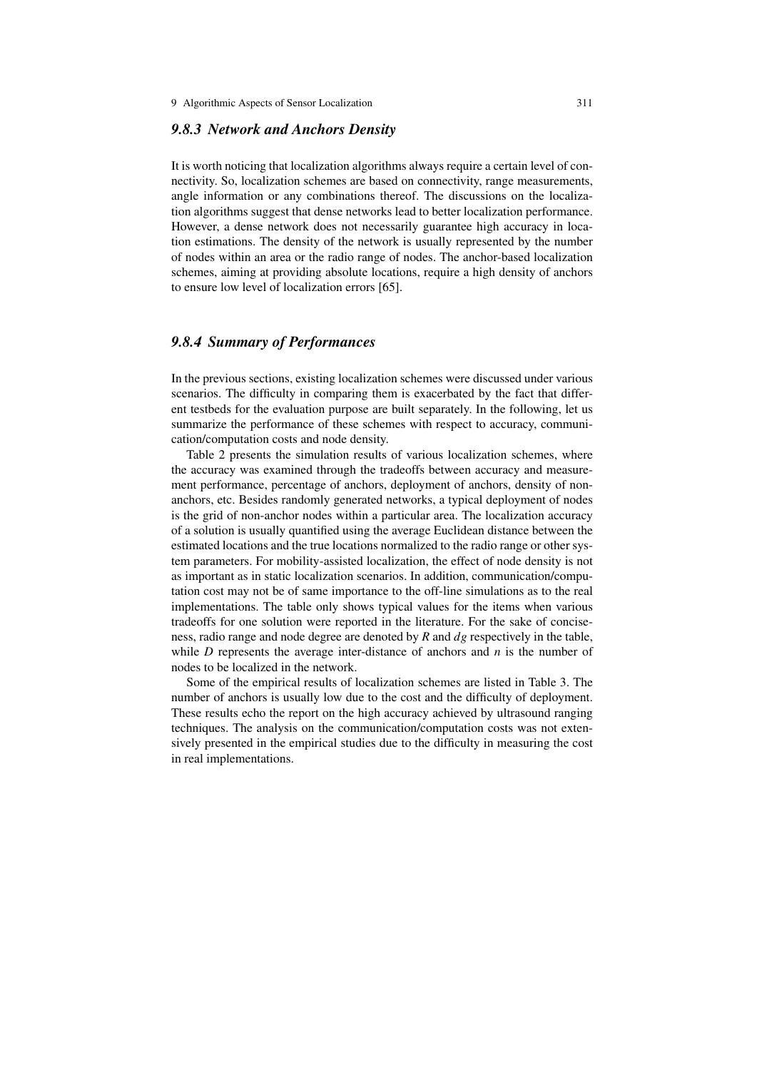### 9.8.3 Network and Anchors Density

It is worth noticing that localization algorithms always require a certain level of connectivity. So, localization schemes are based on connectivity, range measurements, angle information or any combinations thereof. The discussions on the localization algorithms suggest that dense networks lead to better localization performance. However, a dense network does not necessarily guarantee high accuracy in location estimations. The density of the network is usually represented by the number of nodes within an area or the radio range of nodes. The anchor-based localization schemes, aiming at providing absolute locations, require a high density of anchors to ensure low level of localization errors [65].

### 9.8.4 Summary of Performances

In the previous sections, existing localization schemes were discussed under various scenarios. The difficulty in comparing them is exacerbated by the fact that different testbeds for the evaluation purpose are built separately. In the following, let us summarize the performance of these schemes with respect to accuracy, communication/computation costs and node density.

Table 2 presents the simulation results of various localization schemes, where the accuracy was examined through the tradeoffs between accuracy and measurement performance, percentage of anchors, deployment of anchors, density of non-anchors, etc. Besides randomly generated networks, a typical deployment of nodes is the grid of non-anchor nodes within a particular area. The localization accuracy of a solution is usually quantified using the average Euclidean distance between the estimated locations and the true locations normalized to the radio range or other system parameters. For mobility-assisted localization, the effect of node density is not as important as in static localization scenarios. In addition, communication/computation cost may not be of same importance to the off-line simulations as to the real implementations. The table only shows typical values for the items when various tradeoffs for one solution were reported in the literature. For the sake of conciseness, radio range and node degree are denoted by $R$ and $dg$ respectively in the table, while $D$ represents the average inter-distance of anchors and $n$ is the number of nodes to be localized in the network.

Some of the empirical results of localization schemes are listed in Table 3. The number of anchors is usually low due to the cost and the difficulty of deployment. These results echo the report on the high accuracy achieved by ultrasound ranging techniques. The analysis on the communication/computation costs was not extensively presented in the empirical studies due to the difficulty in measuring the cost in real implementations.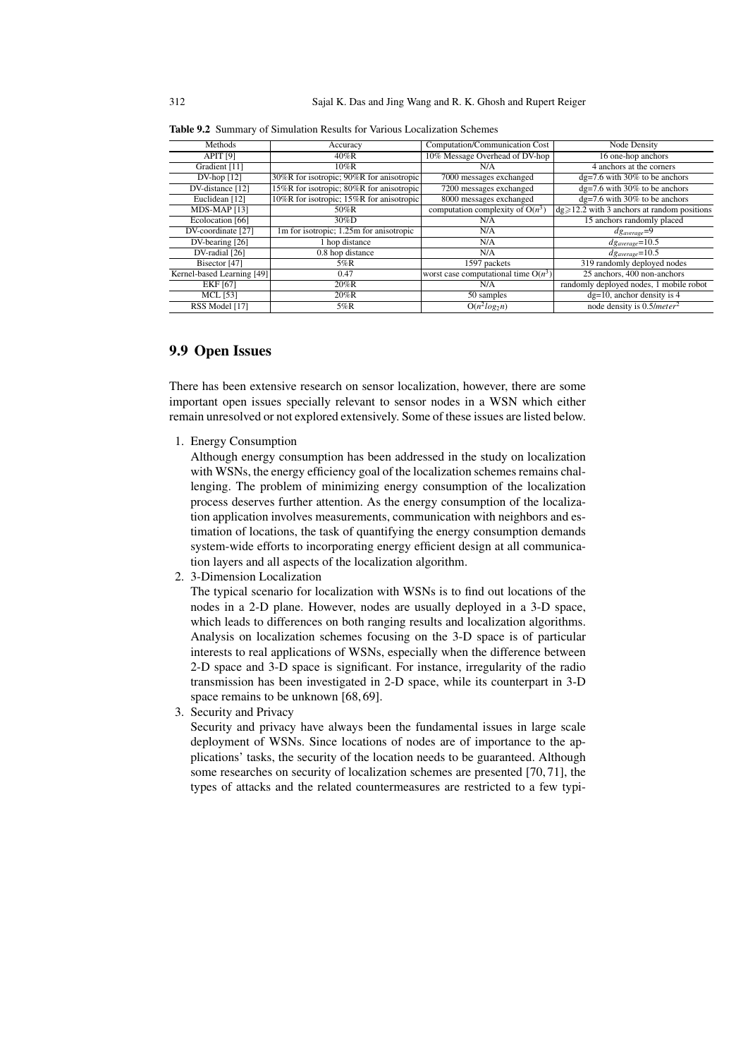**Table 9.2** Summary of Simulation Results for Various Localization Schemes

| Methods | Accuracy | Computation/Communication Cost | Node Density |
|---|---|---|---|
| APIT [9] | 40%R | 10% Message Overhead of DV-hop | 16 one-hop anchors |
| Gradient [11] | 10%R | N/A | 4 anchors at the corners |
| DV-hop [12] | 30%R for isotropic; 90%R for anisotropic | 7000 messages exchanged | dg=7.6 with 30% to be anchors |
| DV-distance [12] | 15%R for isotropic; 80%R for anisotropic | 7200 messages exchanged | dg=7.6 with 30% to be anchors |
| Euclidean [12] | 10%R for isotropic; 15%R for anisotropic | 8000 messages exchanged | dg=7.6 with 30% to be anchors |
| MDS-MAP [13] | 50%R | computation complexity of $O(n^3)$ | $dg \geqslant 12.2$ with 3 anchors at random positions |
| Ecolocation [66] | 30%D | N/A | 15 anchors randomly placed |
| DV-coordinate [27] | 1m for isotropic; 1.25m for anisotropic | N/A | $dg_{average}$=9 |
| DV-bearing [26] | 1 hop distance | N/A | $dg_{average}$=10.5 |
| DV-radial [26] | 0.8 hop distance | N/A | $dg_{average}$=10.5 |
| Bisector [47] | 5%R | 1597 packets | 319 randomly deployed nodes |
| Kernel-based Learning [49] | 0.47 | worst case computational time $O(n^3)$ | 25 anchors, 400 non-anchors |
| EKF [67] | 20%R | N/A | randomly deployed nodes, 1 mobile robot |
| MCL [53] | 20%R | 50 samples | dg=10, anchor density is 4 |
| RSS Model [17] | 5%R | $O(n^2 log_2 n)$ | node density is $0.5/meter^2$ |

## 9.9 Open Issues

There has been extensive research on sensor localization, however, there are some important open issues specially relevant to sensor nodes in a WSN which either remain unresolved or not explored extensively. Some of these issues are listed below.

1. Energy Consumption
   Although energy consumption has been addressed in the study on localization with WSNs, the energy efficiency goal of the localization schemes remains challenging. The problem of minimizing energy consumption of the localization process deserves further attention. As the energy consumption of the localization application involves measurements, communication with neighbors and estimation of locations, the task of quantifying the energy consumption demands system-wide efforts to incorporating energy efficient design at all communication layers and all aspects of the localization algorithm.
2. 3-Dimension Localization
   The typical scenario for localization with WSNs is to find out locations of the nodes in a 2-D plane. However, nodes are usually deployed in a 3-D space, which leads to differences on both ranging results and localization algorithms. Analysis on localization schemes focusing on the 3-D space is of particular interests to real applications of WSNs, especially when the difference between 2-D space and 3-D space is significant. For instance, irregularity of the radio transmission has been investigated in 2-D space, while its counterpart in 3-D space remains to be unknown [68, 69].
3. Security and Privacy
   Security and privacy have always been the fundamental issues in large scale deployment of WSNs. Since locations of nodes are of importance to the applications' tasks, the security of the location needs to be guaranteed. Although some researches on security of localization schemes are presented [70, 71], the types of attacks and the related countermeasures are restricted to a few typi-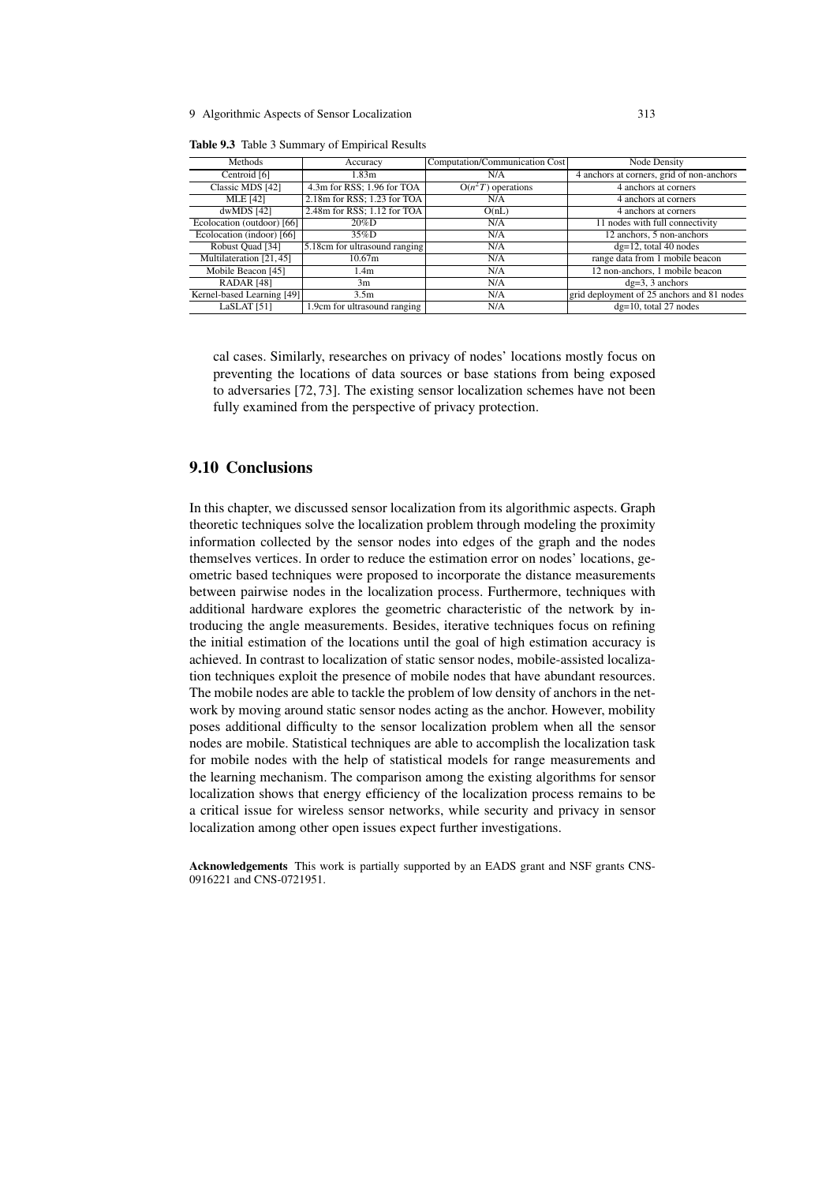**Table 9.3** Table 3 Summary of Empirical Results

| Methods | Accuracy | Computation/Communication Cost | Node Density |
|---|---|---|---|
| Centroid [6] | 1.83m | N/A | 4 anchors at corners, grid of non-anchors |
| Classic MDS [42] | 4.3m for RSS; 1.96 for TOA | $O(n^2T)$ operations | 4 anchors at corners |
| MLE [42] | 2.18m for RSS; 1.23 for TOA | N/A | 4 anchors at corners |
| dwMDS [42] | 2.48m for RSS; 1.12 for TOA | O(nL) | 4 anchors at corners |
| Ecolocation (outdoor) [66] | 20%D | N/A | 11 nodes with full connectivity |
| Ecolocation (indoor) [66] | 35%D | N/A | 12 anchors, 5 non-anchors |
| Robust Quad [34] | 5.18cm for ultrasound ranging | N/A | dg=12, total 40 nodes |
| Multilateration [21, 45] | 10.67m | N/A | range data from 1 mobile beacon |
| Mobile Beacon [45] | 1.4m | N/A | 12 non-anchors, 1 mobile beacon |
| RADAR [48] | 3m | N/A | dg=3, 3 anchors |
| Kernel-based Learning [49] | 3.5m | N/A | grid deployment of 25 anchors and 81 nodes |
| LaSLAT [51] | 1.9cm for ultrasound ranging | N/A | dg=10, total 27 nodes |

cal cases. Similarly, researches on privacy of nodes' locations mostly focus on preventing the locations of data sources or base stations from being exposed to adversaries [72, 73]. The existing sensor localization schemes have not been fully examined from the perspective of privacy protection.

## 9.10 Conclusions

In this chapter, we discussed sensor localization from its algorithmic aspects. Graph theoretic techniques solve the localization problem through modeling the proximity information collected by the sensor nodes into edges of the graph and the nodes themselves vertices. In order to reduce the estimation error on nodes' locations, geometric based techniques were proposed to incorporate the distance measurements between pairwise nodes in the localization process. Furthermore, techniques with additional hardware explores the geometric characteristic of the network by introducing the angle measurements. Besides, iterative techniques focus on refining the initial estimation of the locations until the goal of high estimation accuracy is achieved. In contrast to localization of static sensor nodes, mobile-assisted localization techniques exploit the presence of mobile nodes that have abundant resources. The mobile nodes are able to tackle the problem of low density of anchors in the network by moving around static sensor nodes acting as the anchor. However, mobility poses additional difficulty to the sensor localization problem when all the sensor nodes are mobile. Statistical techniques are able to accomplish the localization task for mobile nodes with the help of statistical models for range measurements and the learning mechanism. The comparison among the existing algorithms for sensor localization shows that energy efficiency of the localization process remains to be a critical issue for wireless sensor networks, while security and privacy in sensor localization among other open issues expect further investigations.

**Acknowledgements** This work is partially supported by an EADS grant and NSF grants CNS-0916221 and CNS-0721951.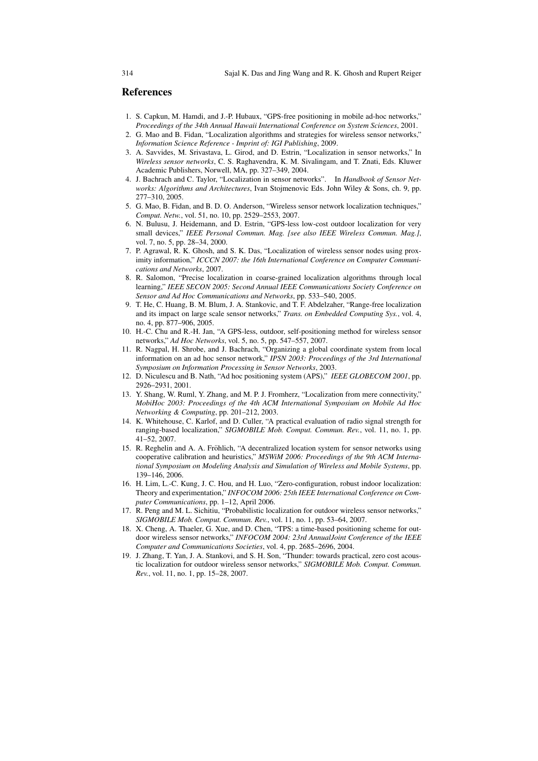## References

1. S. Capkun, M. Hamdi, and J.-P. Hubaux, "GPS-free positioning in mobile ad-hoc networks," *Proceedings of the 34th Annual Hawaii International Conference on System Sciences*, 2001.
2. G. Mao and B. Fidan, "Localization algorithms and strategies for wireless sensor networks," *Information Science Reference - Imprint of: IGI Publishing*, 2009.
3. A. Savvides, M. Srivastava, L. Girod, and D. Estrin, "Localization in sensor networks," In *Wireless sensor networks*, C. S. Raghavendra, K. M. Sivalingam, and T. Znati, Eds. Kluwer Academic Publishers, Norwell, MA, pp. 327–349, 2004.
4. J. Bachrach and C. Taylor, "Localization in sensor networks". In *Handbook of Sensor Networks: Algorithms and Architectures*, Ivan Stojmenovic Eds. John Wiley & Sons, ch. 9, pp. 277–310, 2005.
5. G. Mao, B. Fidan, and B. D. O. Anderson, "Wireless sensor network localization techniques," *Comput. Netw.*, vol. 51, no. 10, pp. 2529–2553, 2007.
6. N. Bulusu, J. Heidemann, and D. Estrin, "GPS-less low-cost outdoor localization for very small devices," *IEEE Personal Commun. Mag. [see also IEEE Wireless Commun. Mag.]*, vol. 7, no. 5, pp. 28–34, 2000.
7. P. Agrawal, R. K. Ghosh, and S. K. Das, "Localization of wireless sensor nodes using proximity information," *ICCCN 2007: the 16th International Conference on Computer Communications and Networks*, 2007.
8. R. Salomon, "Precise localization in coarse-grained localization algorithms through local learning," *IEEE SECON 2005: Second Annual IEEE Communications Society Conference on Sensor and Ad Hoc Communications and Networks*, pp. 533–540, 2005.
9. T. He, C. Huang, B. M. Blum, J. A. Stankovic, and T. F. Abdelzaher, "Range-free localization and its impact on large scale sensor networks," *Trans. on Embedded Computing Sys.*, vol. 4, no. 4, pp. 877–906, 2005.
10. H.-C. Chu and R.-H. Jan, "A GPS-less, outdoor, self-positioning method for wireless sensor networks," *Ad Hoc Networks*, vol. 5, no. 5, pp. 547–557, 2007.
11. R. Nagpal, H. Shrobe, and J. Bachrach, "Organizing a global coordinate system from local information on an ad hoc sensor network," *IPSN 2003: Proceedings of the 3rd International Symposium on Information Processing in Sensor Networks*, 2003.
12. D. Niculescu and B. Nath, "Ad hoc positioning system (APS)," *IEEE GLOBECOM 2001*, pp. 2926–2931, 2001.
13. Y. Shang, W. Ruml, Y. Zhang, and M. P. J. Fromherz, "Localization from mere connectivity," *MobiHoc 2003: Proceedings of the 4th ACM International Symposium on Mobile Ad Hoc Networking & Computing*, pp. 201–212, 2003.
14. K. Whitehouse, C. Karlof, and D. Culler, "A practical evaluation of radio signal strength for ranging-based localization," *SIGMOBILE Mob. Comput. Commun. Rev.*, vol. 11, no. 1, pp. 41–52, 2007.
15. R. Reghelin and A. A. Fröhlich, "A decentralized location system for sensor networks using cooperative calibration and heuristics," *MSWiM 2006: Proceedings of the 9th ACM International Symposium on Modeling Analysis and Simulation of Wireless and Mobile Systems*, pp. 139–146, 2006.
16. H. Lim, L.-C. Kung, J. C. Hou, and H. Luo, "Zero-configuration, robust indoor localization: Theory and experimentation," *INFOCOM 2006: 25th IEEE International Conference on Computer Communications*, pp. 1–12, April 2006.
17. R. Peng and M. L. Sichitiu, "Probabilistic localization for outdoor wireless sensor networks," *SIGMOBILE Mob. Comput. Commun. Rev.*, vol. 11, no. 1, pp. 53–64, 2007.
18. X. Cheng, A. Thaeler, G. Xue, and D. Chen, "TPS: a time-based positioning scheme for outdoor wireless sensor networks," *INFOCOM 2004: 23rd AnnualJoint Conference of the IEEE Computer and Communications Societies*, vol. 4, pp. 2685–2696, 2004.
19. J. Zhang, T. Yan, J. A. Stankovi, and S. H. Son, "Thunder: towards practical, zero cost acoustic localization for outdoor wireless sensor networks," *SIGMOBILE Mob. Comput. Commun. Rev.*, vol. 11, no. 1, pp. 15–28, 2007.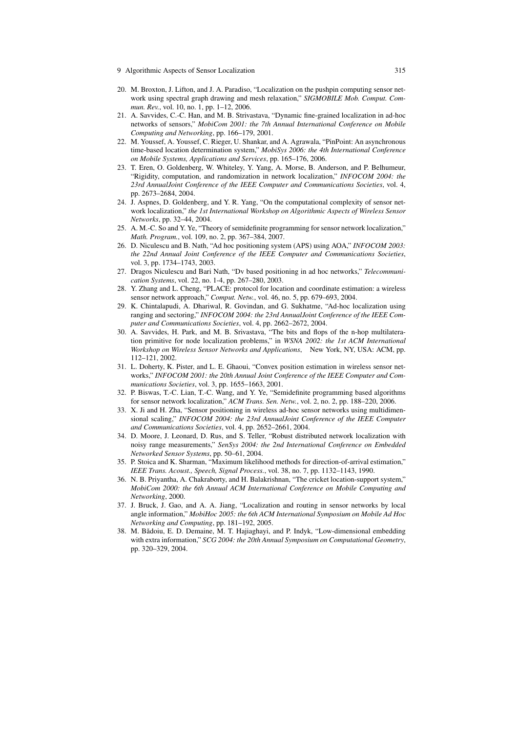20. M. Broxton, J. Lifton, and J. A. Paradiso, "Localization on the pushpin computing sensor network using spectral graph drawing and mesh relaxation," *SIGMOBILE Mob. Comput. Commun. Rev.*, vol. 10, no. 1, pp. 1–12, 2006.
21. A. Savvides, C.-C. Han, and M. B. Strivastava, "Dynamic fine-grained localization in ad-hoc networks of sensors," *MobiCom 2001: the 7th Annual International Conference on Mobile Computing and Networking*, pp. 166–179, 2001.
22. M. Youssef, A. Youssef, C. Rieger, U. Shankar, and A. Agrawala, "PinPoint: An asynchronous time-based location determination system," *MobiSys 2006: the 4th International Conference on Mobile Systems, Applications and Services*, pp. 165–176, 2006.
23. T. Eren, O. Goldenberg, W. Whiteley, Y. Yang, A. Morse, B. Anderson, and P. Belhumeur, "Rigidity, computation, and randomization in network localization," *INFOCOM 2004: the 23rd AnnualJoint Conference of the IEEE Computer and Communications Societies*, vol. 4, pp. 2673–2684, 2004.
24. J. Aspnes, D. Goldenberg, and Y. R. Yang, "On the computational complexity of sensor network localization," *the 1st International Workshop on Algorithmic Aspects of Wireless Sensor Networks*, pp. 32–44, 2004.
25. A. M.-C. So and Y. Ye, "Theory of semidefinite programming for sensor network localization," *Math. Program.*, vol. 109, no. 2, pp. 367–384, 2007.
26. D. Niculescu and B. Nath, "Ad hoc positioning system (APS) using AOA," *INFOCOM 2003: the 22nd Annual Joint Conference of the IEEE Computer and Communications Societies*, vol. 3, pp. 1734–1743, 2003.
27. Dragos Niculescu and Bari Nath, "Dv based positioning in ad hoc networks," *Telecommunication Systems*, vol. 22, no. 1-4, pp. 267–280, 2003.
28. Y. Zhang and L. Cheng, "PLACE: protocol for location and coordinate estimation: a wireless sensor network approach," *Comput. Netw.*, vol. 46, no. 5, pp. 679–693, 2004.
29. K. Chintalapudi, A. Dhariwal, R. Govindan, and G. Sukhatme, "Ad-hoc localization using ranging and sectoring," *INFOCOM 2004: the 23rd AnnualJoint Conference of the IEEE Computer and Communications Societies*, vol. 4, pp. 2662–2672, 2004.
30. A. Savvides, H. Park, and M. B. Srivastava, "The bits and flops of the n-hop multilateration primitive for node localization problems," in *WSNA 2002: the 1st ACM International Workshop on Wireless Sensor Networks and Applications*, New York, NY, USA: ACM, pp. 112–121, 2002.
31. L. Doherty, K. Pister, and L. E. Ghaoui, "Convex position estimation in wireless sensor networks," *INFOCOM 2001: the 20th Annual Joint Conference of the IEEE Computer and Communications Societies*, vol. 3, pp. 1655–1663, 2001.
32. P. Biswas, T.-C. Lian, T.-C. Wang, and Y. Ye, "Semidefinite programming based algorithms for sensor network localization," *ACM Trans. Sen. Netw.*, vol. 2, no. 2, pp. 188–220, 2006.
33. X. Ji and H. Zha, "Sensor positioning in wireless ad-hoc sensor networks using multidimensional scaling," *INFOCOM 2004: the 23rd AnnualJoint Conference of the IEEE Computer and Communications Societies*, vol. 4, pp. 2652–2661, 2004.
34. D. Moore, J. Leonard, D. Rus, and S. Teller, "Robust distributed network localization with noisy range measurements," *SenSys 2004: the 2nd International Conference on Embedded Networked Sensor Systems*, pp. 50–61, 2004.
35. P. Stoica and K. Sharman, "Maximum likelihood methods for direction-of-arrival estimation," *IEEE Trans. Acoust., Speech, Signal Process.*, vol. 38, no. 7, pp. 1132–1143, 1990.
36. N. B. Priyantha, A. Chakraborty, and H. Balakrishnan, "The cricket location-support system," *MobiCom 2000: the 6th Annual ACM International Conference on Mobile Computing and Networking*, 2000.
37. J. Bruck, J. Gao, and A. A. Jiang, "Localization and routing in sensor networks by local angle information," *MobiHoc 2005: the 6th ACM International Symposium on Mobile Ad Hoc Networking and Computing*, pp. 181–192, 2005.
38. M. Bădoiu, E. D. Demaine, M. T. Hajiaghayi, and P. Indyk, "Low-dimensional embedding with extra information," *SCG 2004: the 20th Annual Symposium on Computational Geometry*, pp. 320–329, 2004.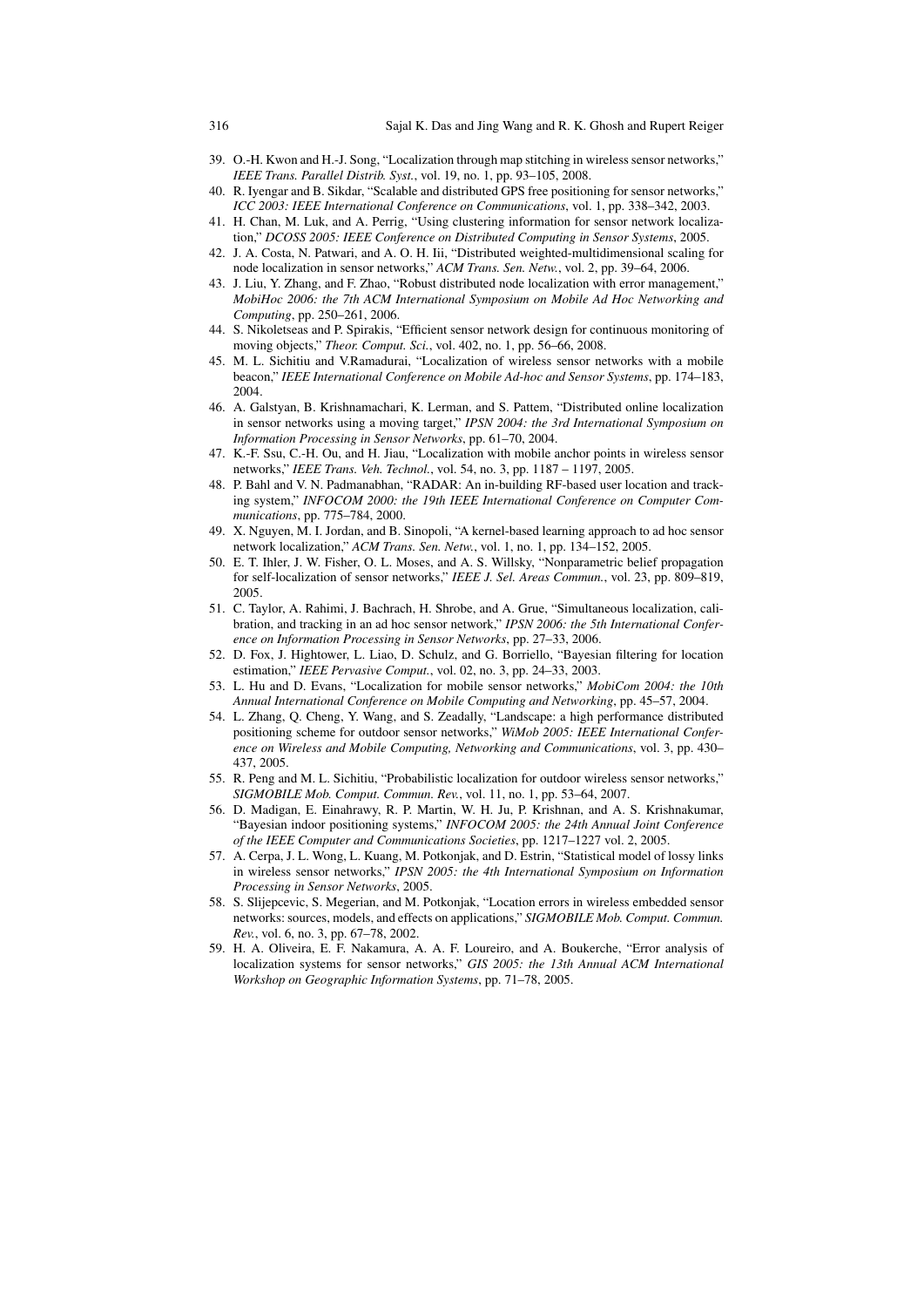39. O.-H. Kwon and H.-J. Song, "Localization through map stitching in wireless sensor networks," *IEEE Trans. Parallel Distrib. Syst.*, vol. 19, no. 1, pp. 93–105, 2008.
40. R. Iyengar and B. Sikdar, "Scalable and distributed GPS free positioning for sensor networks," *ICC 2003: IEEE International Conference on Communications*, vol. 1, pp. 338–342, 2003.
41. H. Chan, M. Luk, and A. Perrig, "Using clustering information for sensor network localization," *DCOSS 2005: IEEE Conference on Distributed Computing in Sensor Systems*, 2005.
42. J. A. Costa, N. Patwari, and A. O. H. Iii, "Distributed weighted-multidimensional scaling for node localization in sensor networks," *ACM Trans. Sen. Netw.*, vol. 2, pp. 39–64, 2006.
43. J. Liu, Y. Zhang, and F. Zhao, "Robust distributed node localization with error management," *MobiHoc 2006: the 7th ACM International Symposium on Mobile Ad Hoc Networking and Computing*, pp. 250–261, 2006.
44. S. Nikoletseas and P. Spirakis, "Efficient sensor network design for continuous monitoring of moving objects," *Theor. Comput. Sci.*, vol. 402, no. 1, pp. 56–66, 2008.
45. M. L. Sichitiu and V.Ramadurai, "Localization of wireless sensor networks with a mobile beacon," *IEEE International Conference on Mobile Ad-hoc and Sensor Systems*, pp. 174–183, 2004.
46. A. Galstyan, B. Krishnamachari, K. Lerman, and S. Pattem, "Distributed online localization in sensor networks using a moving target," *IPSN 2004: the 3rd International Symposium on Information Processing in Sensor Networks*, pp. 61–70, 2004.
47. K.-F. Ssu, C.-H. Ou, and H. Jiau, "Localization with mobile anchor points in wireless sensor networks," *IEEE Trans. Veh. Technol.*, vol. 54, no. 3, pp. 1187 – 1197, 2005.
48. P. Bahl and V. N. Padmanabhan, "RADAR: An in-building RF-based user location and tracking system," *INFOCOM 2000: the 19th IEEE International Conference on Computer Communications*, pp. 775–784, 2000.
49. X. Nguyen, M. I. Jordan, and B. Sinopoli, "A kernel-based learning approach to ad hoc sensor network localization," *ACM Trans. Sen. Netw.*, vol. 1, no. 1, pp. 134–152, 2005.
50. E. T. Ihler, J. W. Fisher, O. L. Moses, and A. S. Willsky, "Nonparametric belief propagation for self-localization of sensor networks," *IEEE J. Sel. Areas Commun.*, vol. 23, pp. 809–819, 2005.
51. C. Taylor, A. Rahimi, J. Bachrach, H. Shrobe, and A. Grue, "Simultaneous localization, calibration, and tracking in an ad hoc sensor network," *IPSN 2006: the 5th International Conference on Information Processing in Sensor Networks*, pp. 27–33, 2006.
52. D. Fox, J. Hightower, L. Liao, D. Schulz, and G. Borriello, "Bayesian filtering for location estimation," *IEEE Pervasive Comput.*, vol. 02, no. 3, pp. 24–33, 2003.
53. L. Hu and D. Evans, "Localization for mobile sensor networks," *MobiCom 2004: the 10th Annual International Conference on Mobile Computing and Networking*, pp. 45–57, 2004.
54. L. Zhang, Q. Cheng, Y. Wang, and S. Zeadally, "Landscape: a high performance distributed positioning scheme for outdoor sensor networks," *WiMob 2005: IEEE International Conference on Wireless and Mobile Computing, Networking and Communications*, vol. 3, pp. 430–437, 2005.
55. R. Peng and M. L. Sichitiu, "Probabilistic localization for outdoor wireless sensor networks," *SIGMOBILE Mob. Comput. Commun. Rev.*, vol. 11, no. 1, pp. 53–64, 2007.
56. D. Madigan, E. Einahrawy, R. P. Martin, W. H. Ju, P. Krishnan, and A. S. Krishnakumar, "Bayesian indoor positioning systems," *INFOCOM 2005: the 24th Annual Joint Conference of the IEEE Computer and Communications Societies*, pp. 1217–1227 vol. 2, 2005.
57. A. Cerpa, J. L. Wong, L. Kuang, M. Potkonjak, and D. Estrin, "Statistical model of lossy links in wireless sensor networks," *IPSN 2005: the 4th International Symposium on Information Processing in Sensor Networks*, 2005.
58. S. Slijepcevic, S. Megerian, and M. Potkonjak, "Location errors in wireless embedded sensor networks: sources, models, and effects on applications," *SIGMOBILE Mob. Comput. Commun. Rev.*, vol. 6, no. 3, pp. 67–78, 2002.
59. H. A. Oliveira, E. F. Nakamura, A. A. F. Loureiro, and A. Boukerche, "Error analysis of localization systems for sensor networks," *GIS 2005: the 13th Annual ACM International Workshop on Geographic Information Systems*, pp. 71–78, 2005.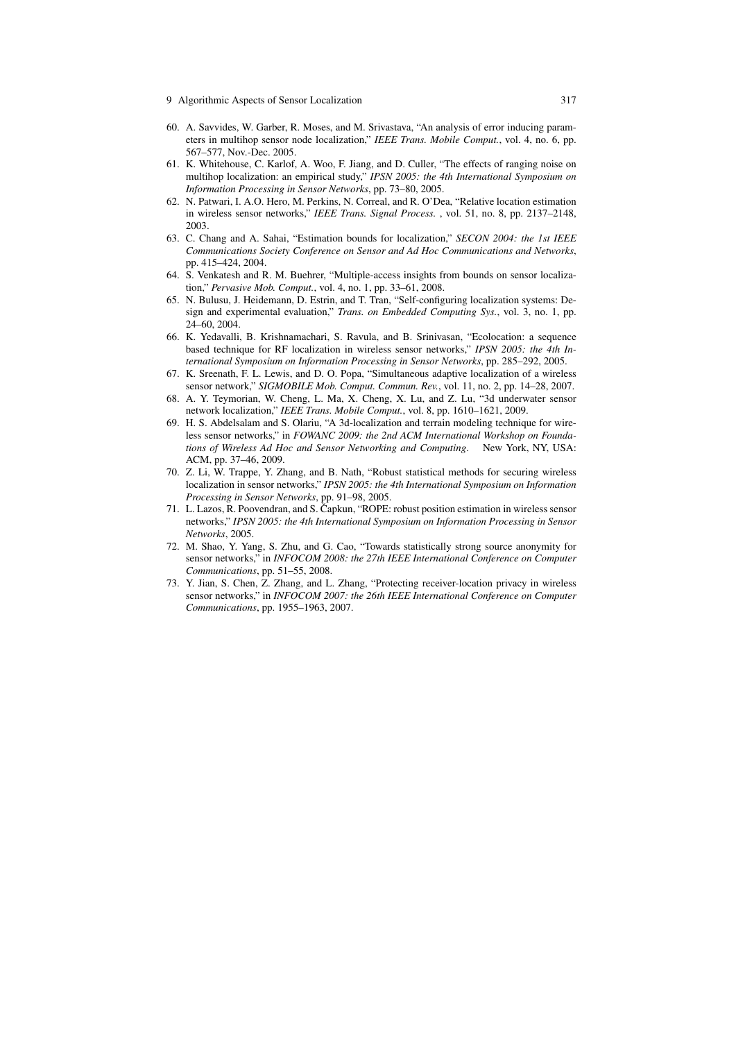60. A. Savvides, W. Garber, R. Moses, and M. Srivastava, "An analysis of error inducing parameters in multihop sensor node localization," *IEEE Trans. Mobile Comput.*, vol. 4, no. 6, pp. 567–577, Nov.-Dec. 2005.
61. K. Whitehouse, C. Karlof, A. Woo, F. Jiang, and D. Culler, "The effects of ranging noise on multihop localization: an empirical study," *IPSN 2005: the 4th International Symposium on Information Processing in Sensor Networks*, pp. 73–80, 2005.
62. N. Patwari, I. A.O. Hero, M. Perkins, N. Correal, and R. O'Dea, "Relative location estimation in wireless sensor networks," *IEEE Trans. Signal Process.* , vol. 51, no. 8, pp. 2137–2148, 2003.
63. C. Chang and A. Sahai, "Estimation bounds for localization," *SECON 2004: the 1st IEEE Communications Society Conference on Sensor and Ad Hoc Communications and Networks*, pp. 415–424, 2004.
64. S. Venkatesh and R. M. Buehrer, "Multiple-access insights from bounds on sensor localization," *Pervasive Mob. Comput.*, vol. 4, no. 1, pp. 33–61, 2008.
65. N. Bulusu, J. Heidemann, D. Estrin, and T. Tran, "Self-configuring localization systems: Design and experimental evaluation," *Trans. on Embedded Computing Sys.*, vol. 3, no. 1, pp. 24–60, 2004.
66. K. Yedavalli, B. Krishnamachari, S. Ravula, and B. Srinivasan, "Ecolocation: a sequence based technique for RF localization in wireless sensor networks," *IPSN 2005: the 4th International Symposium on Information Processing in Sensor Networks*, pp. 285–292, 2005.
67. K. Sreenath, F. L. Lewis, and D. O. Popa, "Simultaneous adaptive localization of a wireless sensor network," *SIGMOBILE Mob. Comput. Commun. Rev.*, vol. 11, no. 2, pp. 14–28, 2007.
68. A. Y. Teymorian, W. Cheng, L. Ma, X. Cheng, X. Lu, and Z. Lu, "3d underwater sensor network localization," *IEEE Trans. Mobile Comput.*, vol. 8, pp. 1610–1621, 2009.
69. H. S. Abdelsalam and S. Olariu, "A 3d-localization and terrain modeling technique for wireless sensor networks," in *FOWANC 2009: the 2nd ACM International Workshop on Foundations of Wireless Ad Hoc and Sensor Networking and Computing*. New York, NY, USA: ACM, pp. 37–46, 2009.
70. Z. Li, W. Trappe, Y. Zhang, and B. Nath, "Robust statistical methods for securing wireless localization in sensor networks," *IPSN 2005: the 4th International Symposium on Information Processing in Sensor Networks*, pp. 91–98, 2005.
71. L. Lazos, R. Poovendran, and S. Čapkun, "ROPE: robust position estimation in wireless sensor networks," *IPSN 2005: the 4th International Symposium on Information Processing in Sensor Networks*, 2005.
72. M. Shao, Y. Yang, S. Zhu, and G. Cao, "Towards statistically strong source anonymity for sensor networks," in *INFOCOM 2008: the 27th IEEE International Conference on Computer Communications*, pp. 51–55, 2008.
73. Y. Jian, S. Chen, Z. Zhang, and L. Zhang, "Protecting receiver-location privacy in wireless sensor networks," in *INFOCOM 2007: the 26th IEEE International Conference on Computer Communications*, pp. 1955–1963, 2007.